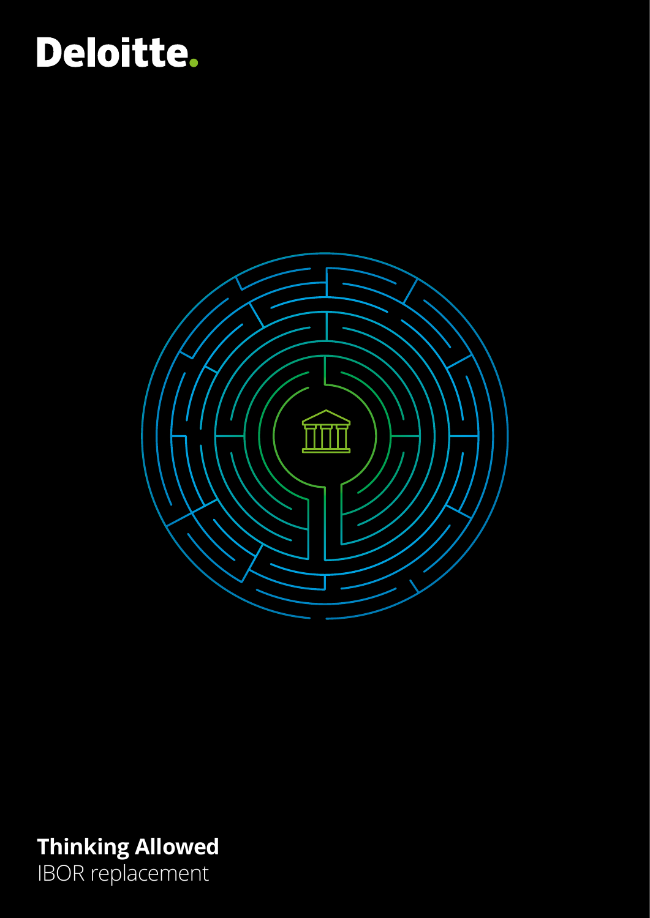Deloitte.

# Thinking Allowed

IBOR replacement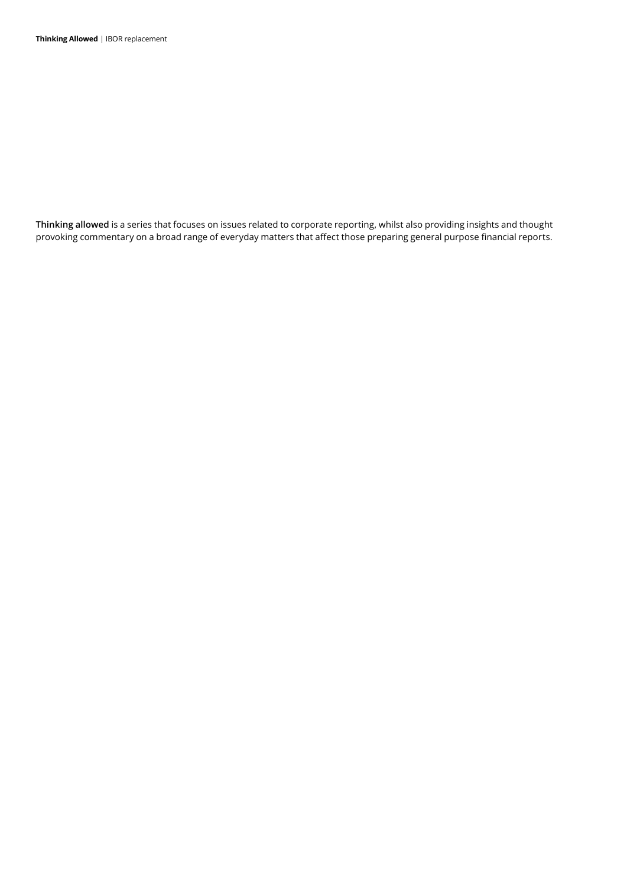**Thinking allowed** is a series that focuses on issues related to corporate reporting, whilst also providing insights and thought provoking commentary on a broad range of everyday matters that affect those preparing general purpose financial reports.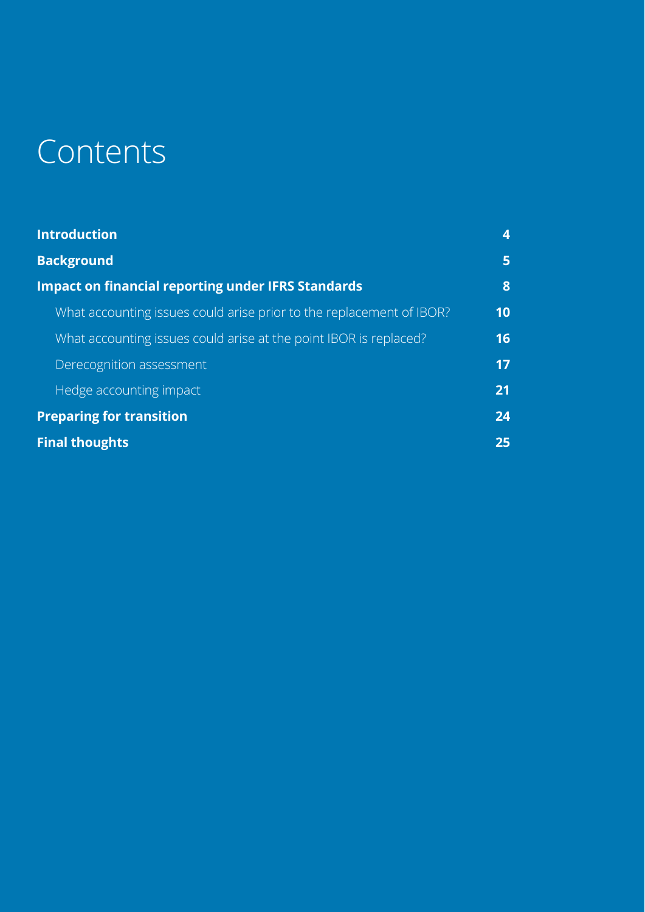# Contents

| | |
|---|---|
| **Introduction** | **4** |
| **Background** | **5** |
| **Impact on financial reporting under IFRS Standards** | **8** |
| What accounting issues could arise prior to the replacement of IBOR? | **10** |
| What accounting issues could arise at the point IBOR is replaced? | **16** |
| Derecognition assessment | **17** |
| Hedge accounting impact | **21** |
| **Preparing for transition** | **24** |
| **Final thoughts** | **25** |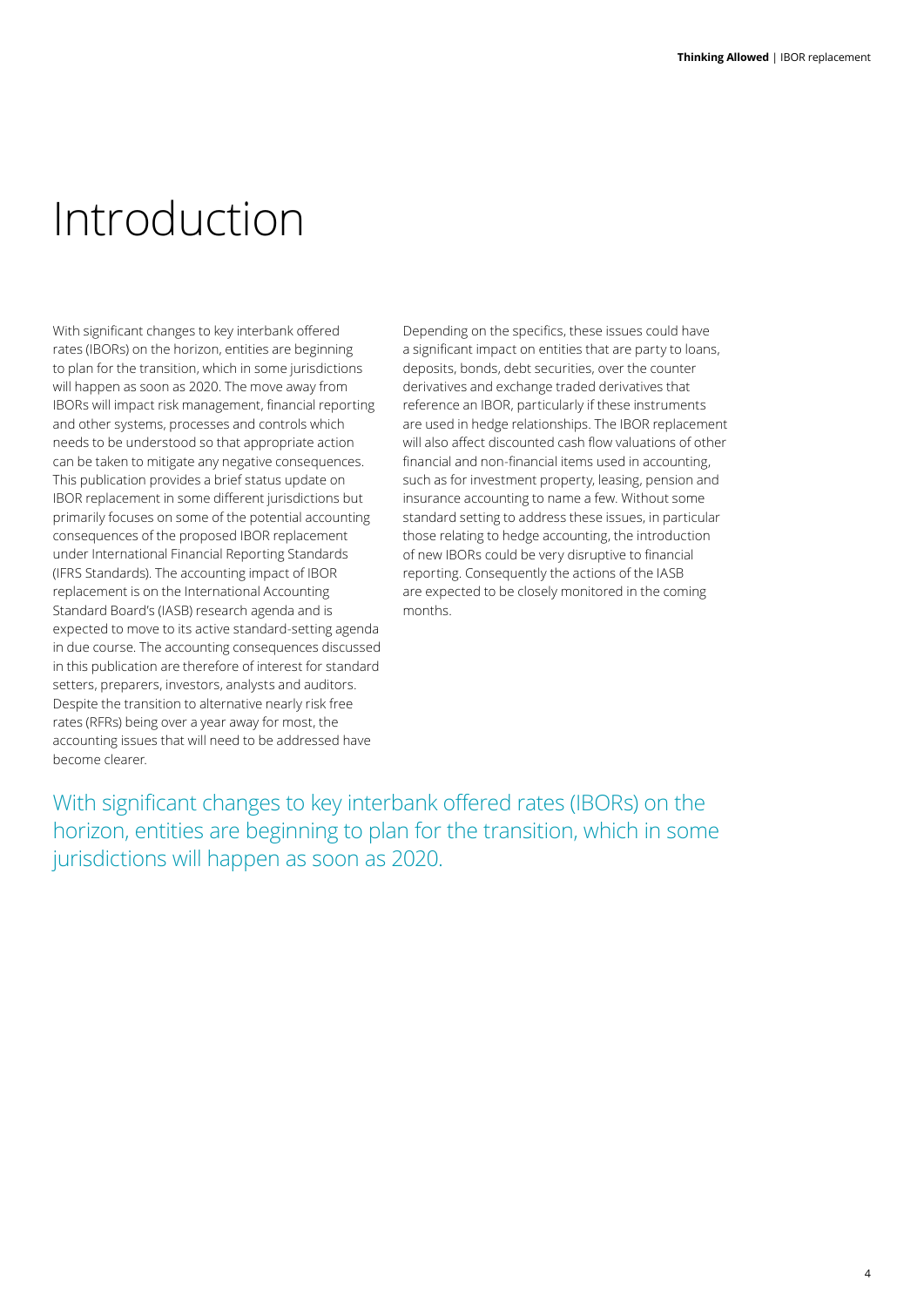# Introduction

With significant changes to key interbank offered rates (IBORs) on the horizon, entities are beginning to plan for the transition, which in some jurisdictions will happen as soon as 2020. The move away from IBORs will impact risk management, financial reporting and other systems, processes and controls which needs to be understood so that appropriate action can be taken to mitigate any negative consequences. This publication provides a brief status update on IBOR replacement in some different jurisdictions but primarily focuses on some of the potential accounting consequences of the proposed IBOR replacement under International Financial Reporting Standards (IFRS Standards). The accounting impact of IBOR replacement is on the International Accounting Standard Board's (IASB) research agenda and is expected to move to its active standard-setting agenda in due course. The accounting consequences discussed in this publication are therefore of interest for standard setters, preparers, investors, analysts and auditors. Despite the transition to alternative nearly risk free rates (RFRs) being over a year away for most, the accounting issues that will need to be addressed have become clearer.

Depending on the specifics, these issues could have a significant impact on entities that are party to loans, deposits, bonds, debt securities, over the counter derivatives and exchange traded derivatives that reference an IBOR, particularly if these instruments are used in hedge relationships. The IBOR replacement will also affect discounted cash flow valuations of other financial and non-financial items used in accounting, such as for investment property, leasing, pension and insurance accounting to name a few. Without some standard setting to address these issues, in particular those relating to hedge accounting, the introduction of new IBORs could be very disruptive to financial reporting. Consequently the actions of the IASB are expected to be closely monitored in the coming months.

With significant changes to key interbank offered rates (IBORs) on the horizon, entities are beginning to plan for the transition, which in some jurisdictions will happen as soon as 2020.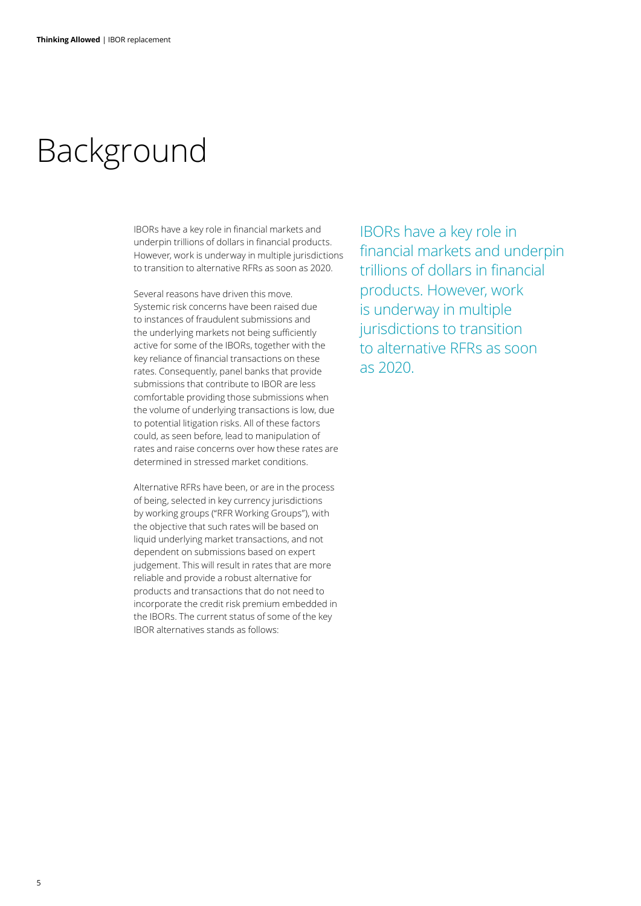# Background

IBORs have a key role in financial markets and underpin trillions of dollars in financial products. However, work is underway in multiple jurisdictions to transition to alternative RFRs as soon as 2020.

Several reasons have driven this move. Systemic risk concerns have been raised due to instances of fraudulent submissions and the underlying markets not being sufficiently active for some of the IBORs, together with the key reliance of financial transactions on these rates. Consequently, panel banks that provide submissions that contribute to IBOR are less comfortable providing those submissions when the volume of underlying transactions is low, due to potential litigation risks. All of these factors could, as seen before, lead to manipulation of rates and raise concerns over how these rates are determined in stressed market conditions.

Alternative RFRs have been, or are in the process of being, selected in key currency jurisdictions by working groups ("RFR Working Groups"), with the objective that such rates will be based on liquid underlying market transactions, and not dependent on submissions based on expert judgement. This will result in rates that are more reliable and provide a robust alternative for products and transactions that do not need to incorporate the credit risk premium embedded in the IBORs. The current status of some of the key IBOR alternatives stands as follows:

IBORs have a key role in financial markets and underpin trillions of dollars in financial products. However, work is underway in multiple jurisdictions to transition to alternative RFRs as soon as 2020.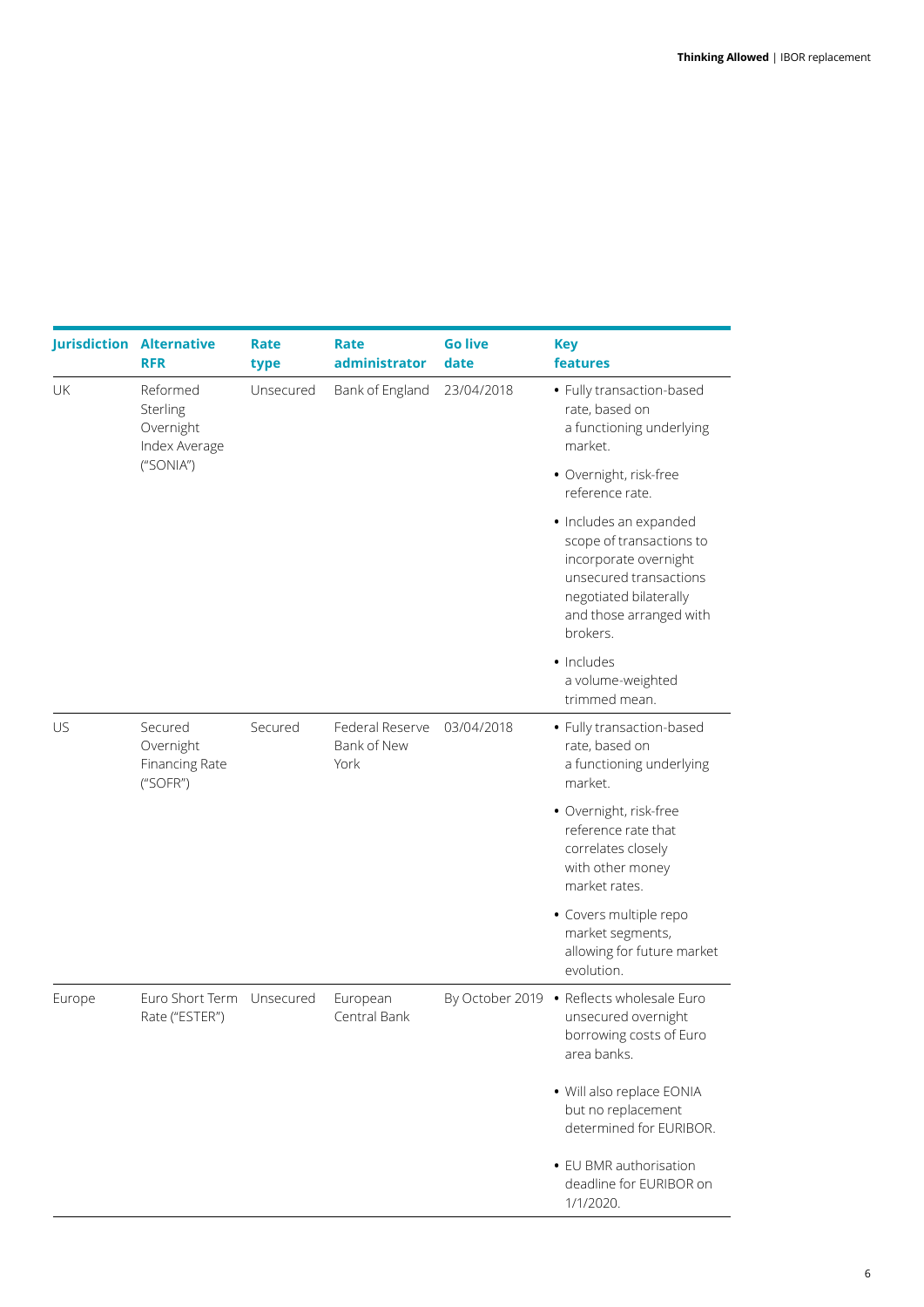| Jurisdiction | Alternative RFR | Rate type | Rate administrator | Go live date | Key features |
|---|---|---|---|---|---|
| UK | Reformed Sterling Overnight Index Average ("SONIA") | Unsecured | Bank of England | 23/04/2018 | • Fully transaction-based rate, based on a functioning underlying market.<br>• Overnight, risk-free reference rate.<br>• Includes an expanded scope of transactions to incorporate overnight unsecured transactions negotiated bilaterally and those arranged with brokers.<br>• Includes a volume-weighted trimmed mean. |
| US | Secured Overnight Financing Rate ("SOFR") | Secured | Federal Reserve Bank of New York | 03/04/2018 | • Fully transaction-based rate, based on a functioning underlying market.<br>• Overnight, risk-free reference rate that correlates closely with other money market rates.<br>• Covers multiple repo market segments, allowing for future market evolution. |
| Europe | Euro Short Term Rate ("ESTER") | Unsecured | European Central Bank | By October 2019 | • Reflects wholesale Euro unsecured overnight borrowing costs of Euro area banks.<br>• Will also replace EONIA but no replacement determined for EURIBOR.<br>• EU BMR authorisation deadline for EURIBOR on 1/1/2020. |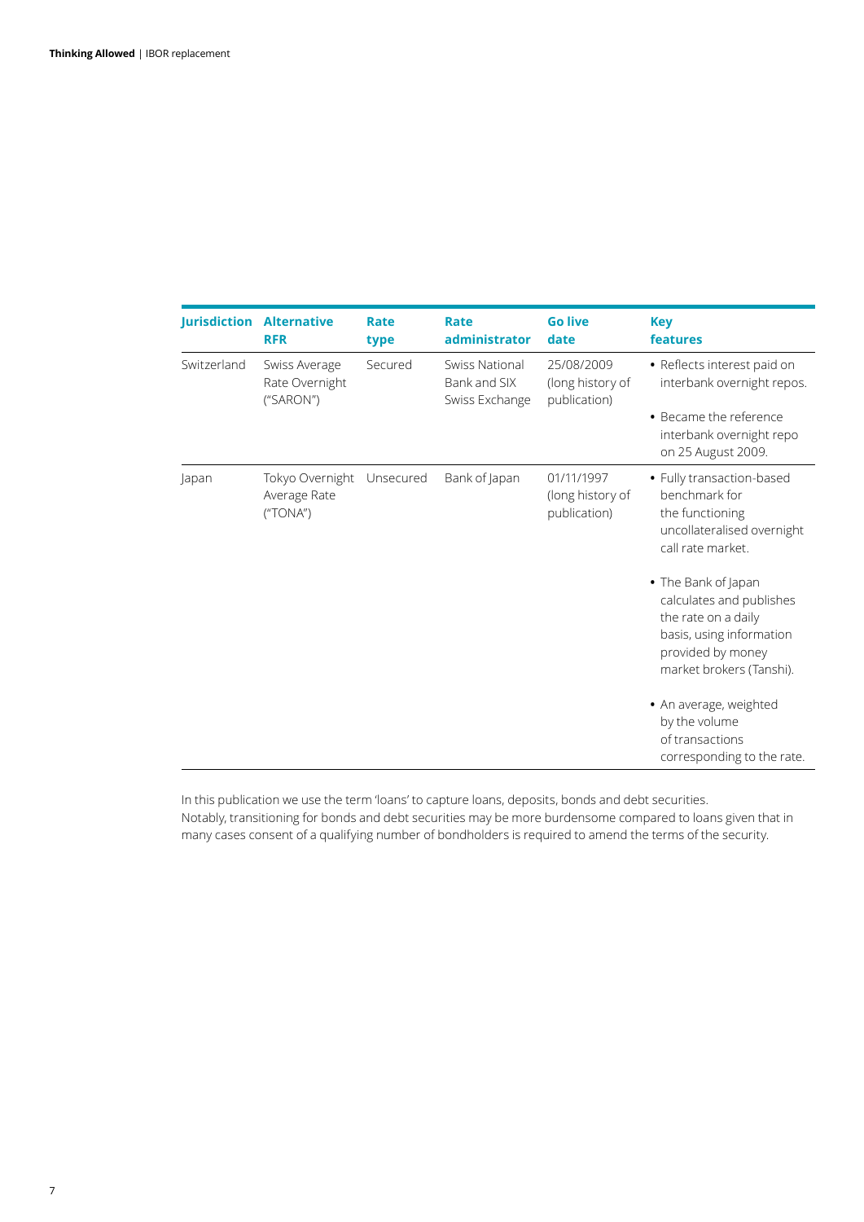| Jurisdiction | Alternative RFR | Rate type | Rate administrator | Go live date | Key features |
|---|---|---|---|---|---|
| Switzerland | Swiss Average Rate Overnight ("SARON") | Secured | Swiss National Bank and SIX Swiss Exchange | 25/08/2009 (long history of publication) | • Reflects interest paid on interbank overnight repos.<br>• Became the reference interbank overnight repo on 25 August 2009. |
| Japan | Tokyo Overnight Average Rate ("TONA") | Unsecured | Bank of Japan | 01/11/1997 (long history of publication) | • Fully transaction-based benchmark for the functioning uncollateralised overnight call rate market.<br>• The Bank of Japan calculates and publishes the rate on a daily basis, using information provided by money market brokers (Tanshi).<br>• An average, weighted by the volume of transactions corresponding to the rate. |

In this publication we use the term 'loans' to capture loans, deposits, bonds and debt securities. Notably, transitioning for bonds and debt securities may be more burdensome compared to loans given that in many cases consent of a qualifying number of bondholders is required to amend the terms of the security.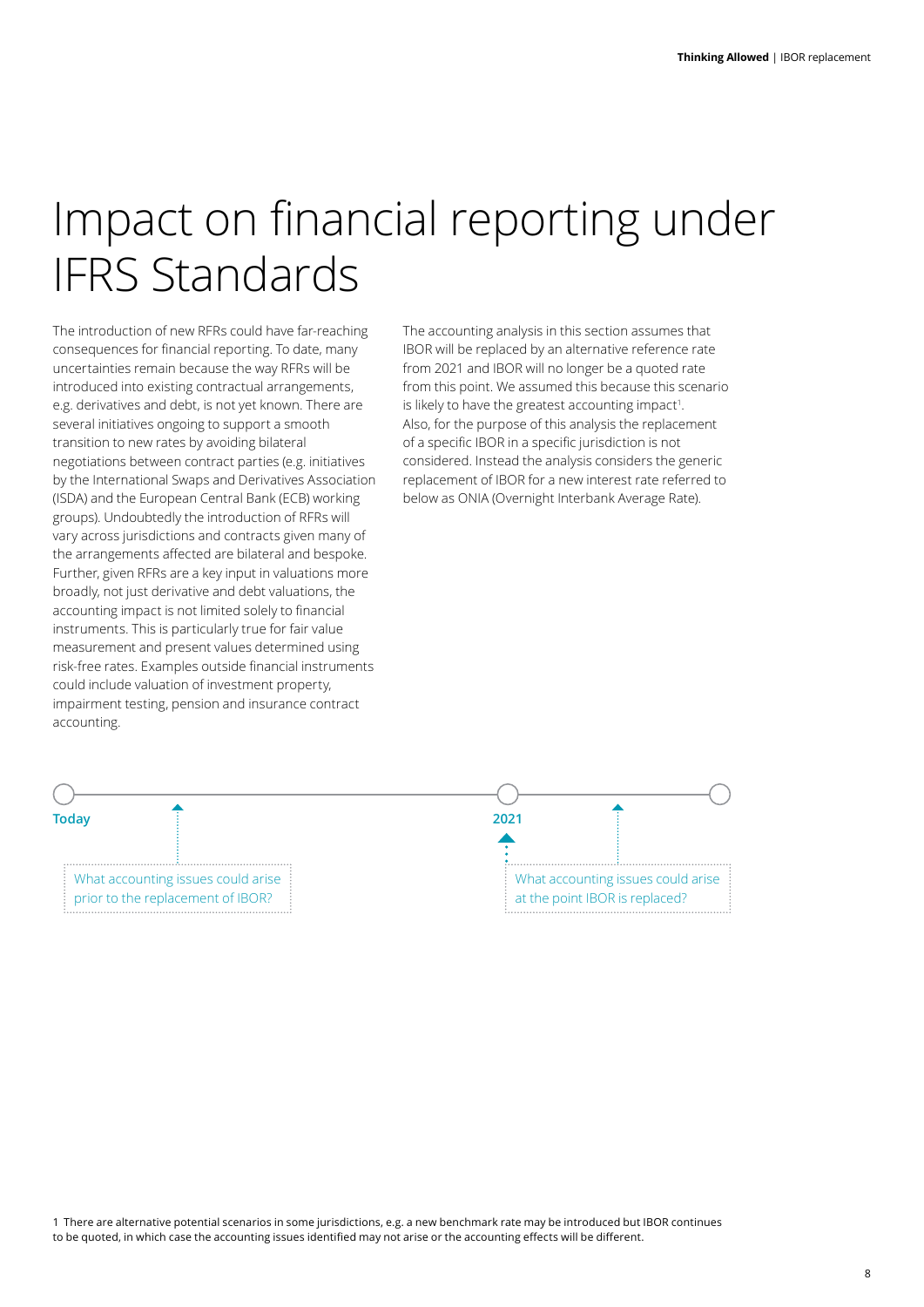# Impact on financial reporting under IFRS Standards

The introduction of new RFRs could have far-reaching consequences for financial reporting. To date, many uncertainties remain because the way RFRs will be introduced into existing contractual arrangements, e.g. derivatives and debt, is not yet known. There are several initiatives ongoing to support a smooth transition to new rates by avoiding bilateral negotiations between contract parties (e.g. initiatives by the International Swaps and Derivatives Association (ISDA) and the European Central Bank (ECB) working groups). Undoubtedly the introduction of RFRs will vary across jurisdictions and contracts given many of the arrangements affected are bilateral and bespoke. Further, given RFRs are a key input in valuations more broadly, not just derivative and debt valuations, the accounting impact is not limited solely to financial instruments. This is particularly true for fair value measurement and present values determined using risk-free rates. Examples outside financial instruments could include valuation of investment property, impairment testing, pension and insurance contract accounting.

The accounting analysis in this section assumes that IBOR will be replaced by an alternative reference rate from 2021 and IBOR will no longer be a quoted rate from this point. We assumed this because this scenario is likely to have the greatest accounting impact[1]. Also, for the purpose of this analysis the replacement of a specific IBOR in a specific jurisdiction is not considered. Instead the analysis considers the generic replacement of IBOR for a new interest rate referred to below as ONIA (Overnight Interbank Average Rate).

**Today** — What accounting issues could arise prior to the replacement of IBOR?

**2021** — What accounting issues could arise at the point IBOR is replaced?

1 There are alternative potential scenarios in some jurisdictions, e.g. a new benchmark rate may be introduced but IBOR continues to be quoted, in which case the accounting issues identified may not arise or the accounting effects will be different.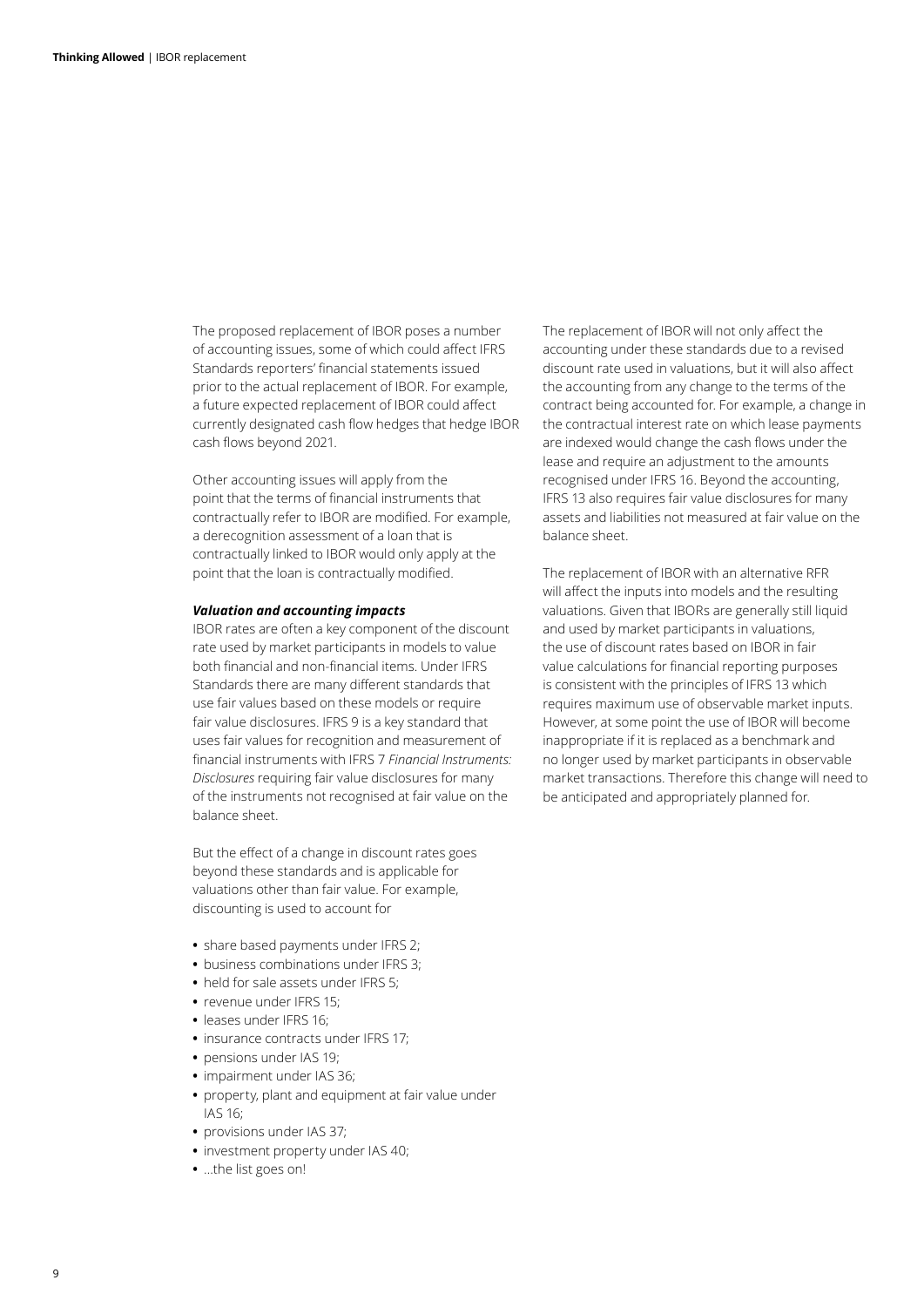The proposed replacement of IBOR poses a number of accounting issues, some of which could affect IFRS Standards reporters' financial statements issued prior to the actual replacement of IBOR. For example, a future expected replacement of IBOR could affect currently designated cash flow hedges that hedge IBOR cash flows beyond 2021.

Other accounting issues will apply from the point that the terms of financial instruments that contractually refer to IBOR are modified. For example, a derecognition assessment of a loan that is contractually linked to IBOR would only apply at the point that the loan is contractually modified.

### *Valuation and accounting impacts*

IBOR rates are often a key component of the discount rate used by market participants in models to value both financial and non-financial items. Under IFRS Standards there are many different standards that use fair values based on these models or require fair value disclosures. IFRS 9 is a key standard that uses fair values for recognition and measurement of financial instruments with IFRS 7 *Financial Instruments: Disclosures* requiring fair value disclosures for many of the instruments not recognised at fair value on the balance sheet.

But the effect of a change in discount rates goes beyond these standards and is applicable for valuations other than fair value. For example, discounting is used to account for

- share based payments under IFRS 2;
- business combinations under IFRS 3;
- held for sale assets under IFRS 5;
- revenue under IFRS 15;
- leases under IFRS 16;
- insurance contracts under IFRS 17;
- pensions under IAS 19;
- impairment under IAS 36;
- property, plant and equipment at fair value under IAS 16;
- provisions under IAS 37;
- investment property under IAS 40;
- ...the list goes on!

The replacement of IBOR will not only affect the accounting under these standards due to a revised discount rate used in valuations, but it will also affect the accounting from any change to the terms of the contract being accounted for. For example, a change in the contractual interest rate on which lease payments are indexed would change the cash flows under the lease and require an adjustment to the amounts recognised under IFRS 16. Beyond the accounting, IFRS 13 also requires fair value disclosures for many assets and liabilities not measured at fair value on the balance sheet.

The replacement of IBOR with an alternative RFR will affect the inputs into models and the resulting valuations. Given that IBORs are generally still liquid and used by market participants in valuations, the use of discount rates based on IBOR in fair value calculations for financial reporting purposes is consistent with the principles of IFRS 13 which requires maximum use of observable market inputs. However, at some point the use of IBOR will become inappropriate if it is replaced as a benchmark and no longer used by market participants in observable market transactions. Therefore this change will need to be anticipated and appropriately planned for.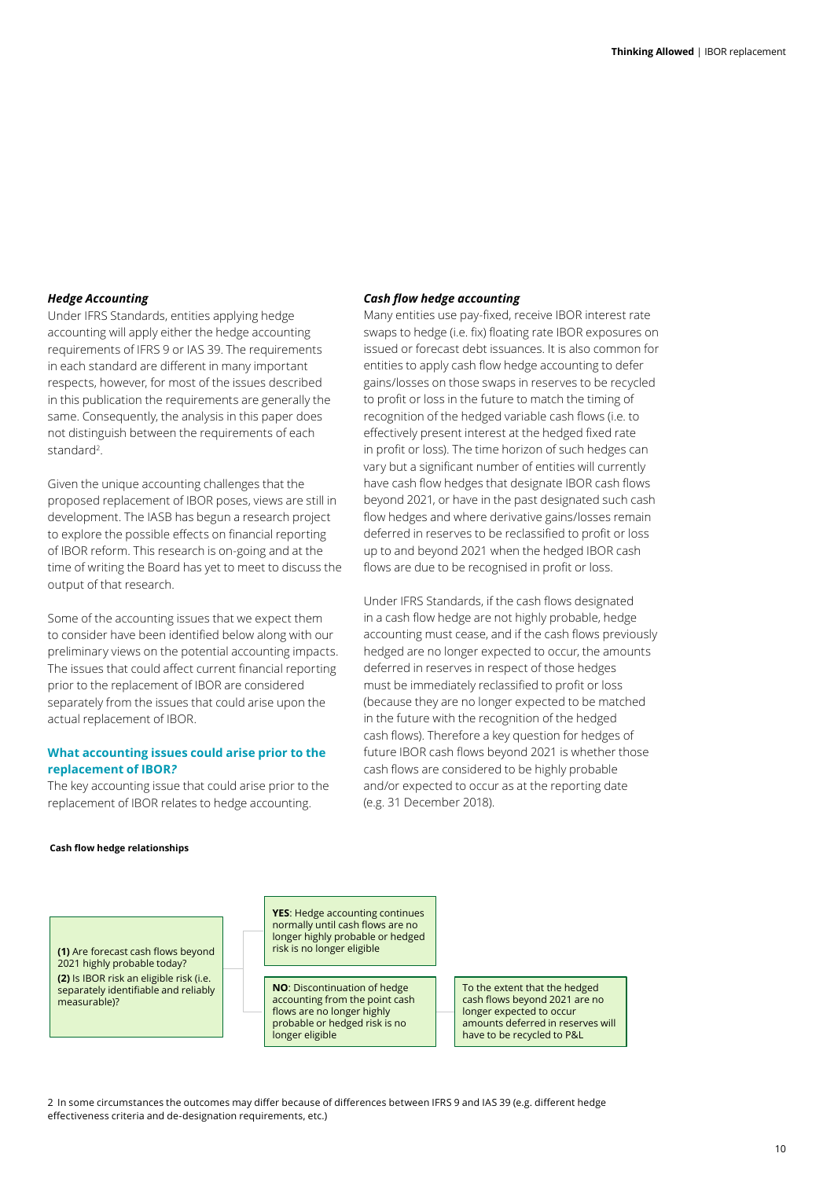### *Hedge Accounting*

Under IFRS Standards, entities applying hedge accounting will apply either the hedge accounting requirements of IFRS 9 or IAS 39. The requirements in each standard are different in many important respects, however, for most of the issues described in this publication the requirements are generally the same. Consequently, the analysis in this paper does not distinguish between the requirements of each standard[2].

Given the unique accounting challenges that the proposed replacement of IBOR poses, views are still in development. The IASB has begun a research project to explore the possible effects on financial reporting of IBOR reform. This research is on-going and at the time of writing the Board has yet to meet to discuss the output of that research.

Some of the accounting issues that we expect them to consider have been identified below along with our preliminary views on the potential accounting impacts. The issues that could affect current financial reporting prior to the replacement of IBOR are considered separately from the issues that could arise upon the actual replacement of IBOR.

#### What accounting issues could arise prior to the replacement of IBOR?

The key accounting issue that could arise prior to the replacement of IBOR relates to hedge accounting.

### *Cash flow hedge accounting*

Many entities use pay-fixed, receive IBOR interest rate swaps to hedge (i.e. fix) floating rate IBOR exposures on issued or forecast debt issuances. It is also common for entities to apply cash flow hedge accounting to defer gains/losses on those swaps in reserves to be recycled to profit or loss in the future to match the timing of recognition of the hedged variable cash flows (i.e. to effectively present interest at the hedged fixed rate in profit or loss). The time horizon of such hedges can vary but a significant number of entities will currently have cash flow hedges that designate IBOR cash flows beyond 2021, or have in the past designated such cash flow hedges and where derivative gains/losses remain deferred in reserves to be reclassified to profit or loss up to and beyond 2021 when the hedged IBOR cash flows are due to be recognised in profit or loss.

Under IFRS Standards, if the cash flows designated in a cash flow hedge are not highly probable, hedge accounting must cease, and if the cash flows previously hedged are no longer expected to occur, the amounts deferred in reserves in respect of those hedges must be immediately reclassified to profit or loss (because they are no longer expected to be matched in the future with the recognition of the hedged cash flows). Therefore a key question for hedges of future IBOR cash flows beyond 2021 is whether those cash flows are considered to be highly probable and/or expected to occur as at the reporting date (e.g. 31 December 2018).

**Cash flow hedge relationships**

**(1)** Are forecast cash flows beyond 2021 highly probable today?
**(2)** Is IBOR risk an eligible risk (i.e. separately identifiable and reliably measurable)?

- **YES**: Hedge accounting continues normally until cash flows are no longer highly probable or hedged risk is no longer eligible
- **NO**: Discontinuation of hedge accounting from the point cash flows are no longer highly probable or hedged risk is no longer eligible
  - To the extent that the hedged cash flows beyond 2021 are no longer expected to occur amounts deferred in reserves will have to be recycled to P&L

2 In some circumstances the outcomes may differ because of differences between IFRS 9 and IAS 39 (e.g. different hedge effectiveness criteria and de-designation requirements, etc.)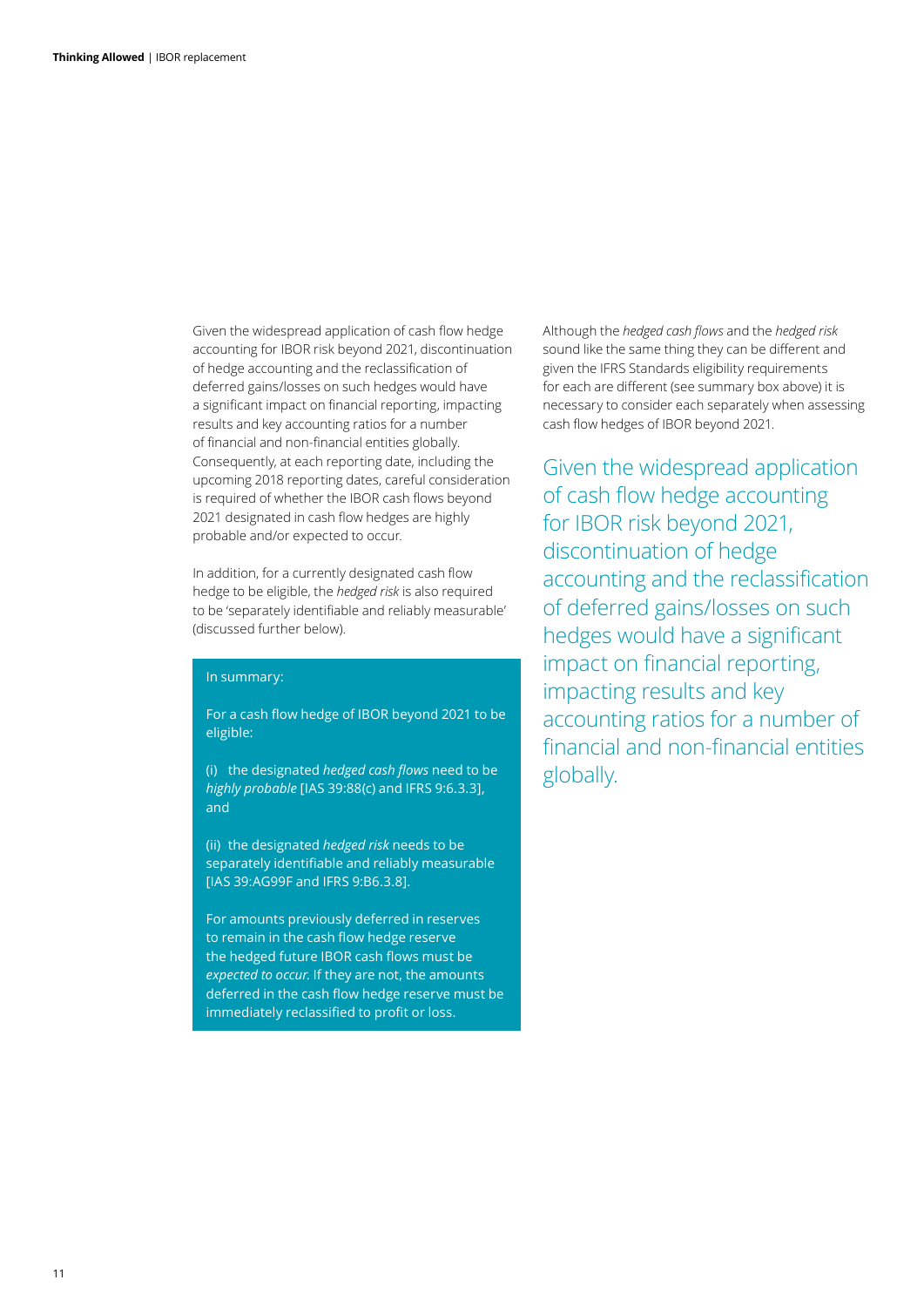Given the widespread application of cash flow hedge accounting for IBOR risk beyond 2021, discontinuation of hedge accounting and the reclassification of deferred gains/losses on such hedges would have a significant impact on financial reporting, impacting results and key accounting ratios for a number of financial and non-financial entities globally. Consequently, at each reporting date, including the upcoming 2018 reporting dates, careful consideration is required of whether the IBOR cash flows beyond 2021 designated in cash flow hedges are highly probable and/or expected to occur.

In addition, for a currently designated cash flow hedge to be eligible, the *hedged risk* is also required to be 'separately identifiable and reliably measurable' (discussed further below).

> In summary:
>
> For a cash flow hedge of IBOR beyond 2021 to be eligible:
>
> (i) the designated *hedged cash flows* need to be *highly probable* [IAS 39:88(c) and IFRS 9:6.3.3], and
>
> (ii) the designated *hedged risk* needs to be separately identifiable and reliably measurable [IAS 39:AG99F and IFRS 9:B6.3.8].
>
> For amounts previously deferred in reserves to remain in the cash flow hedge reserve the hedged future IBOR cash flows must be *expected to occur*. If they are not, the amounts deferred in the cash flow hedge reserve must be immediately reclassified to profit or loss.

Although the *hedged cash flows* and the *hedged risk* sound like the same thing they can be different and given the IFRS Standards eligibility requirements for each are different (see summary box above) it is necessary to consider each separately when assessing cash flow hedges of IBOR beyond 2021.

> Given the widespread application of cash flow hedge accounting for IBOR risk beyond 2021, discontinuation of hedge accounting and the reclassification of deferred gains/losses on such hedges would have a significant impact on financial reporting, impacting results and key accounting ratios for a number of financial and non-financial entities globally.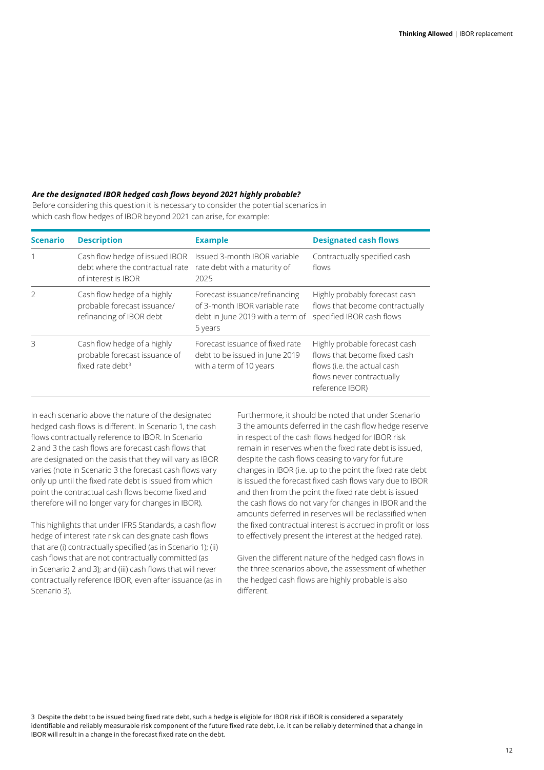***Are the designated IBOR hedged cash flows beyond 2021 highly probable?***

Before considering this question it is necessary to consider the potential scenarios in which cash flow hedges of IBOR beyond 2021 can arise, for example:

| Scenario | Description | Example | Designated cash flows |
|---|---|---|---|
| 1 | Cash flow hedge of issued IBOR debt where the contractual rate of interest is IBOR | Issued 3-month IBOR variable rate debt with a maturity of 2025 | Contractually specified cash flows |
| 2 | Cash flow hedge of a highly probable forecast issuance/refinancing of IBOR debt | Forecast issuance/refinancing of 3-month IBOR variable rate debt in June 2019 with a term of 5 years | Highly probably forecast cash flows that become contractually specified IBOR cash flows |
| 3 | Cash flow hedge of a highly probable forecast issuance of fixed rate debt[3] | Forecast issuance of fixed rate debt to be issued in June 2019 with a term of 10 years | Highly probable forecast cash flows that become fixed cash flows (i.e. the actual cash flows never contractually reference IBOR) |

In each scenario above the nature of the designated hedged cash flows is different. In Scenario 1, the cash flows contractually reference to IBOR. In Scenario 2 and 3 the cash flows are forecast cash flows that are designated on the basis that they will vary as IBOR varies (note in Scenario 3 the forecast cash flows vary only up until the fixed rate debt is issued from which point the contractual cash flows become fixed and therefore will no longer vary for changes in IBOR).

This highlights that under IFRS Standards, a cash flow hedge of interest rate risk can designate cash flows that are (i) contractually specified (as in Scenario 1); (ii) cash flows that are not contractually committed (as in Scenario 2 and 3); and (iii) cash flows that will never contractually reference IBOR, even after issuance (as in Scenario 3).

Furthermore, it should be noted that under Scenario 3 the amounts deferred in the cash flow hedge reserve in respect of the cash flows hedged for IBOR risk remain in reserves when the fixed rate debt is issued, despite the cash flows ceasing to vary for future changes in IBOR (i.e. up to the point the fixed rate debt is issued the forecast fixed cash flows vary due to IBOR and then from the point the fixed rate debt is issued the cash flows do not vary for changes in IBOR and the amounts deferred in reserves will be reclassified when the fixed contractual interest is accrued in profit or loss to effectively present the interest at the hedged rate).

Given the different nature of the hedged cash flows in the three scenarios above, the assessment of whether the hedged cash flows are highly probable is also different.

3 Despite the debt to be issued being fixed rate debt, such a hedge is eligible for IBOR risk if IBOR is considered a separately identifiable and reliably measurable risk component of the future fixed rate debt, i.e. it can be reliably determined that a change in IBOR will result in a change in the forecast fixed rate on the debt.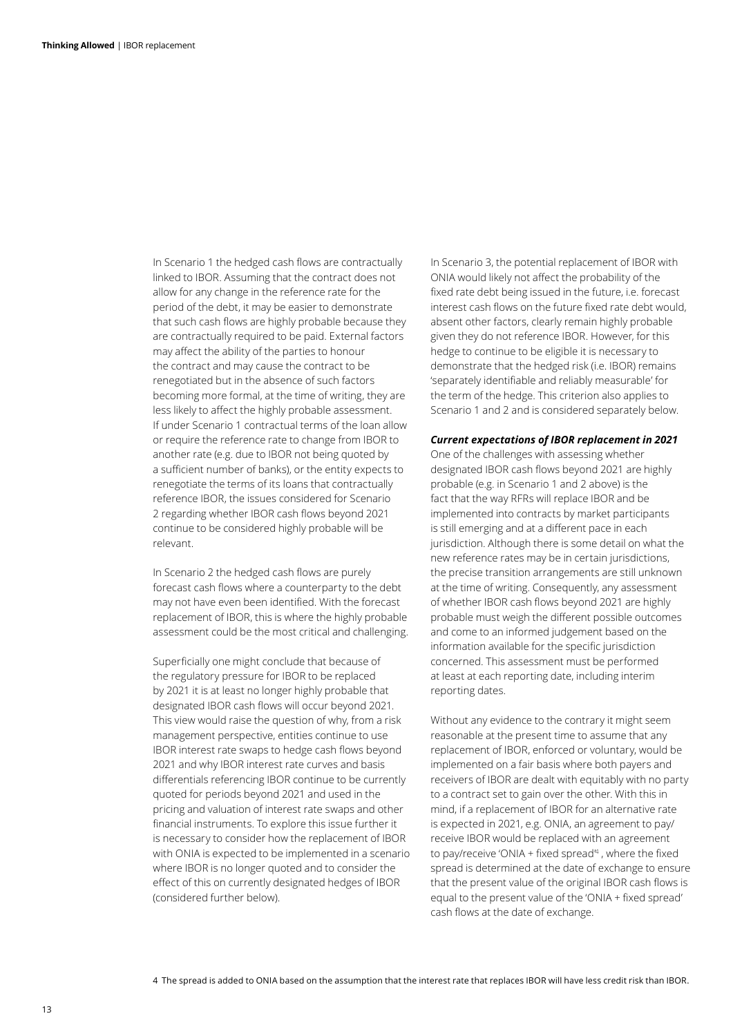In Scenario 1 the hedged cash flows are contractually linked to IBOR. Assuming that the contract does not allow for any change in the reference rate for the period of the debt, it may be easier to demonstrate that such cash flows are highly probable because they are contractually required to be paid. External factors may affect the ability of the parties to honour the contract and may cause the contract to be renegotiated but in the absence of such factors becoming more formal, at the time of writing, they are less likely to affect the highly probable assessment. If under Scenario 1 contractual terms of the loan allow or require the reference rate to change from IBOR to another rate (e.g. due to IBOR not being quoted by a sufficient number of banks), or the entity expects to renegotiate the terms of its loans that contractually reference IBOR, the issues considered for Scenario 2 regarding whether IBOR cash flows beyond 2021 continue to be considered highly probable will be relevant.

In Scenario 2 the hedged cash flows are purely forecast cash flows where a counterparty to the debt may not have even been identified. With the forecast replacement of IBOR, this is where the highly probable assessment could be the most critical and challenging.

Superficially one might conclude that because of the regulatory pressure for IBOR to be replaced by 2021 it is at least no longer highly probable that designated IBOR cash flows will occur beyond 2021. This view would raise the question of why, from a risk management perspective, entities continue to use IBOR interest rate swaps to hedge cash flows beyond 2021 and why IBOR interest rate curves and basis differentials referencing IBOR continue to be currently quoted for periods beyond 2021 and used in the pricing and valuation of interest rate swaps and other financial instruments. To explore this issue further it is necessary to consider how the replacement of IBOR with ONIA is expected to be implemented in a scenario where IBOR is no longer quoted and to consider the effect of this on currently designated hedges of IBOR (considered further below).

In Scenario 3, the potential replacement of IBOR with ONIA would likely not affect the probability of the fixed rate debt being issued in the future, i.e. forecast interest cash flows on the future fixed rate debt would, absent other factors, clearly remain highly probable given they do not reference IBOR. However, for this hedge to continue to be eligible it is necessary to demonstrate that the hedged risk (i.e. IBOR) remains 'separately identifiable and reliably measurable' for the term of the hedge. This criterion also applies to Scenario 1 and 2 and is considered separately below.

***Current expectations of IBOR replacement in 2021***

One of the challenges with assessing whether designated IBOR cash flows beyond 2021 are highly probable (e.g. in Scenario 1 and 2 above) is the fact that the way RFRs will replace IBOR and be implemented into contracts by market participants is still emerging and at a different pace in each jurisdiction. Although there is some detail on what the new reference rates may be in certain jurisdictions, the precise transition arrangements are still unknown at the time of writing. Consequently, any assessment of whether IBOR cash flows beyond 2021 are highly probable must weigh the different possible outcomes and come to an informed judgement based on the information available for the specific jurisdiction concerned. This assessment must be performed at least at each reporting date, including interim reporting dates.

Without any evidence to the contrary it might seem reasonable at the present time to assume that any replacement of IBOR, enforced or voluntary, would be implemented on a fair basis where both payers and receivers of IBOR are dealt with equitably with no party to a contract set to gain over the other. With this in mind, if a replacement of IBOR for an alternative rate is expected in 2021, e.g. ONIA, an agreement to pay/receive IBOR would be replaced with an agreement to pay/receive 'ONIA + fixed spread'[4], where the fixed spread is determined at the date of exchange to ensure that the present value of the original IBOR cash flows is equal to the present value of the 'ONIA + fixed spread' cash flows at the date of exchange.

4 The spread is added to ONIA based on the assumption that the interest rate that replaces IBOR will have less credit risk than IBOR.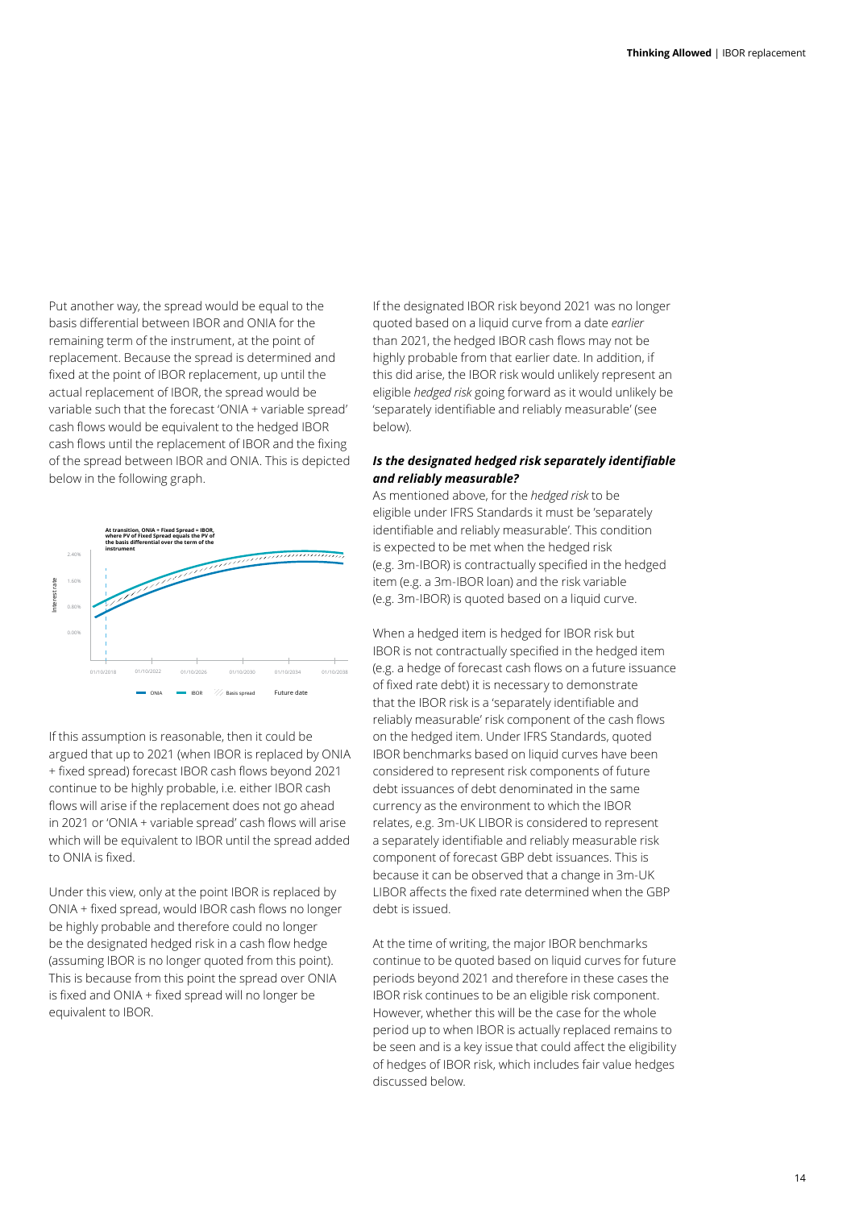Put another way, the spread would be equal to the basis differential between IBOR and ONIA for the remaining term of the instrument, at the point of replacement. Because the spread is determined and fixed at the point of IBOR replacement, up until the actual replacement of IBOR, the spread would be variable such that the forecast 'ONIA + variable spread' cash flows would be equivalent to the hedged IBOR cash flows until the replacement of IBOR and the fixing of the spread between IBOR and ONIA. This is depicted below in the following graph.

If this assumption is reasonable, then it could be argued that up to 2021 (when IBOR is replaced by ONIA + fixed spread) forecast IBOR cash flows beyond 2021 continue to be highly probable, i.e. either IBOR cash flows will arise if the replacement does not go ahead in 2021 or 'ONIA + variable spread' cash flows will arise which will be equivalent to IBOR until the spread added to ONIA is fixed.

Under this view, only at the point IBOR is replaced by ONIA + fixed spread, would IBOR cash flows no longer be highly probable and therefore could no longer be the designated hedged risk in a cash flow hedge (assuming IBOR is no longer quoted from this point). This is because from this point the spread over ONIA is fixed and ONIA + fixed spread will no longer be equivalent to IBOR.

If the designated IBOR risk beyond 2021 was no longer quoted based on a liquid curve from a date *earlier* than 2021, the hedged IBOR cash flows may not be highly probable from that earlier date. In addition, if this did arise, the IBOR risk would unlikely represent an eligible *hedged risk* going forward as it would unlikely be 'separately identifiable and reliably measurable' (see below).

### *Is the designated hedged risk separately identifiable and reliably measurable?*

As mentioned above, for the *hedged risk* to be eligible under IFRS Standards it must be 'separately identifiable and reliably measurable'. This condition is expected to be met when the hedged risk (e.g. 3m-IBOR) is contractually specified in the hedged item (e.g. a 3m-IBOR loan) and the risk variable (e.g. 3m-IBOR) is quoted based on a liquid curve.

When a hedged item is hedged for IBOR risk but IBOR is not contractually specified in the hedged item (e.g. a hedge of forecast cash flows on a future issuance of fixed rate debt) it is necessary to demonstrate that the IBOR risk is a 'separately identifiable and reliably measurable' risk component of the cash flows on the hedged item. Under IFRS Standards, quoted IBOR benchmarks based on liquid curves have been considered to represent risk components of future debt issuances of debt denominated in the same currency as the environment to which the IBOR relates, e.g. 3m-UK LIBOR is considered to represent a separately identifiable and reliably measurable risk component of forecast GBP debt issuances. This is because it can be observed that a change in 3m-UK LIBOR affects the fixed rate determined when the GBP debt is issued.

At the time of writing, the major IBOR benchmarks continue to be quoted based on liquid curves for future periods beyond 2021 and therefore in these cases the IBOR risk continues to be an eligible risk component. However, whether this will be the case for the whole period up to when IBOR is actually replaced remains to be seen and is a key issue that could affect the eligibility of hedges of IBOR risk, which includes fair value hedges discussed below.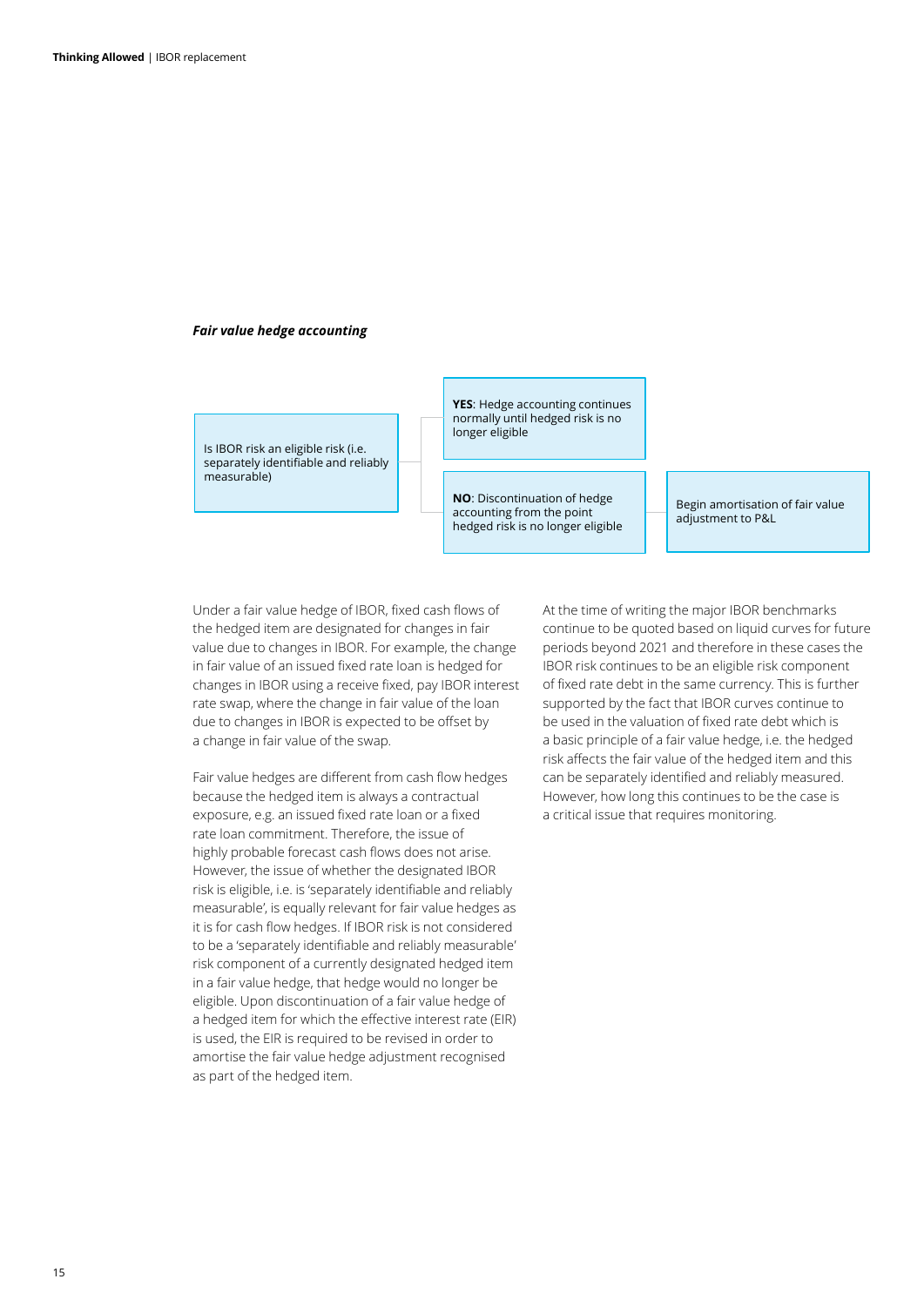***Fair value hedge accounting***

Is IBOR risk an eligible risk (i.e. separately identifiable and reliably measurable)

**YES**: Hedge accounting continues normally until hedged risk is no longer eligible

**NO**: Discontinuation of hedge accounting from the point hedged risk is no longer eligible

Begin amortisation of fair value adjustment to P&L

Under a fair value hedge of IBOR, fixed cash flows of the hedged item are designated for changes in fair value due to changes in IBOR. For example, the change in fair value of an issued fixed rate loan is hedged for changes in IBOR using a receive fixed, pay IBOR interest rate swap, where the change in fair value of the loan due to changes in IBOR is expected to be offset by a change in fair value of the swap.

Fair value hedges are different from cash flow hedges because the hedged item is always a contractual exposure, e.g. an issued fixed rate loan or a fixed rate loan commitment. Therefore, the issue of highly probable forecast cash flows does not arise. However, the issue of whether the designated IBOR risk is eligible, i.e. is 'separately identifiable and reliably measurable', is equally relevant for fair value hedges as it is for cash flow hedges. If IBOR risk is not considered to be a 'separately identifiable and reliably measurable' risk component of a currently designated hedged item in a fair value hedge, that hedge would no longer be eligible. Upon discontinuation of a fair value hedge of a hedged item for which the effective interest rate (EIR) is used, the EIR is required to be revised in order to amortise the fair value hedge adjustment recognised as part of the hedged item.

At the time of writing the major IBOR benchmarks continue to be quoted based on liquid curves for future periods beyond 2021 and therefore in these cases the IBOR risk continues to be an eligible risk component of fixed rate debt in the same currency. This is further supported by the fact that IBOR curves continue to be used in the valuation of fixed rate debt which is a basic principle of a fair value hedge, i.e. the hedged risk affects the fair value of the hedged item and this can be separately identified and reliably measured. However, how long this continues to be the case is a critical issue that requires monitoring.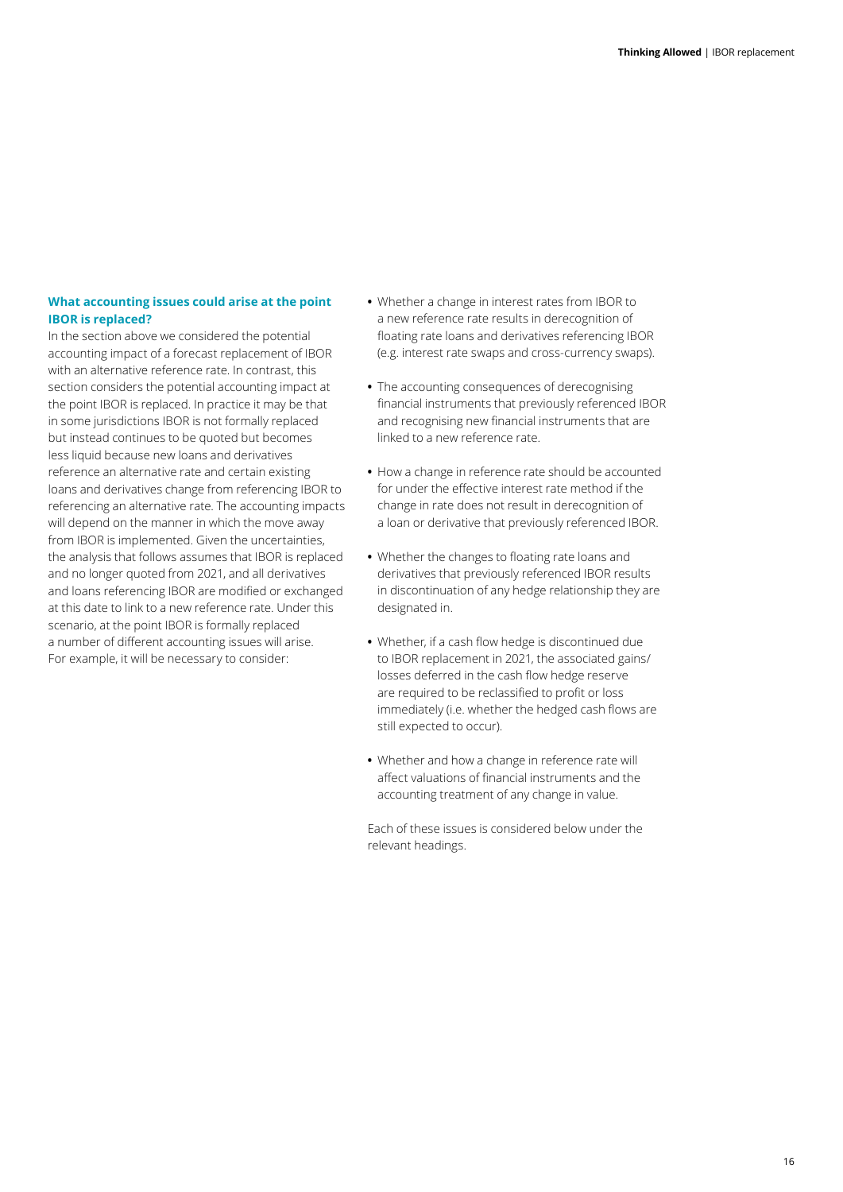### What accounting issues could arise at the point IBOR is replaced?

In the section above we considered the potential accounting impact of a forecast replacement of IBOR with an alternative reference rate. In contrast, this section considers the potential accounting impact at the point IBOR is replaced. In practice it may be that in some jurisdictions IBOR is not formally replaced but instead continues to be quoted but becomes less liquid because new loans and derivatives reference an alternative rate and certain existing loans and derivatives change from referencing IBOR to referencing an alternative rate. The accounting impacts will depend on the manner in which the move away from IBOR is implemented. Given the uncertainties, the analysis that follows assumes that IBOR is replaced and no longer quoted from 2021, and all derivatives and loans referencing IBOR are modified or exchanged at this date to link to a new reference rate. Under this scenario, at the point IBOR is formally replaced a number of different accounting issues will arise. For example, it will be necessary to consider:

- Whether a change in interest rates from IBOR to a new reference rate results in derecognition of floating rate loans and derivatives referencing IBOR (e.g. interest rate swaps and cross-currency swaps).
- The accounting consequences of derecognising financial instruments that previously referenced IBOR and recognising new financial instruments that are linked to a new reference rate.
- How a change in reference rate should be accounted for under the effective interest rate method if the change in rate does not result in derecognition of a loan or derivative that previously referenced IBOR.
- Whether the changes to floating rate loans and derivatives that previously referenced IBOR results in discontinuation of any hedge relationship they are designated in.
- Whether, if a cash flow hedge is discontinued due to IBOR replacement in 2021, the associated gains/losses deferred in the cash flow hedge reserve are required to be reclassified to profit or loss immediately (i.e. whether the hedged cash flows are still expected to occur).
- Whether and how a change in reference rate will affect valuations of financial instruments and the accounting treatment of any change in value.

Each of these issues is considered below under the relevant headings.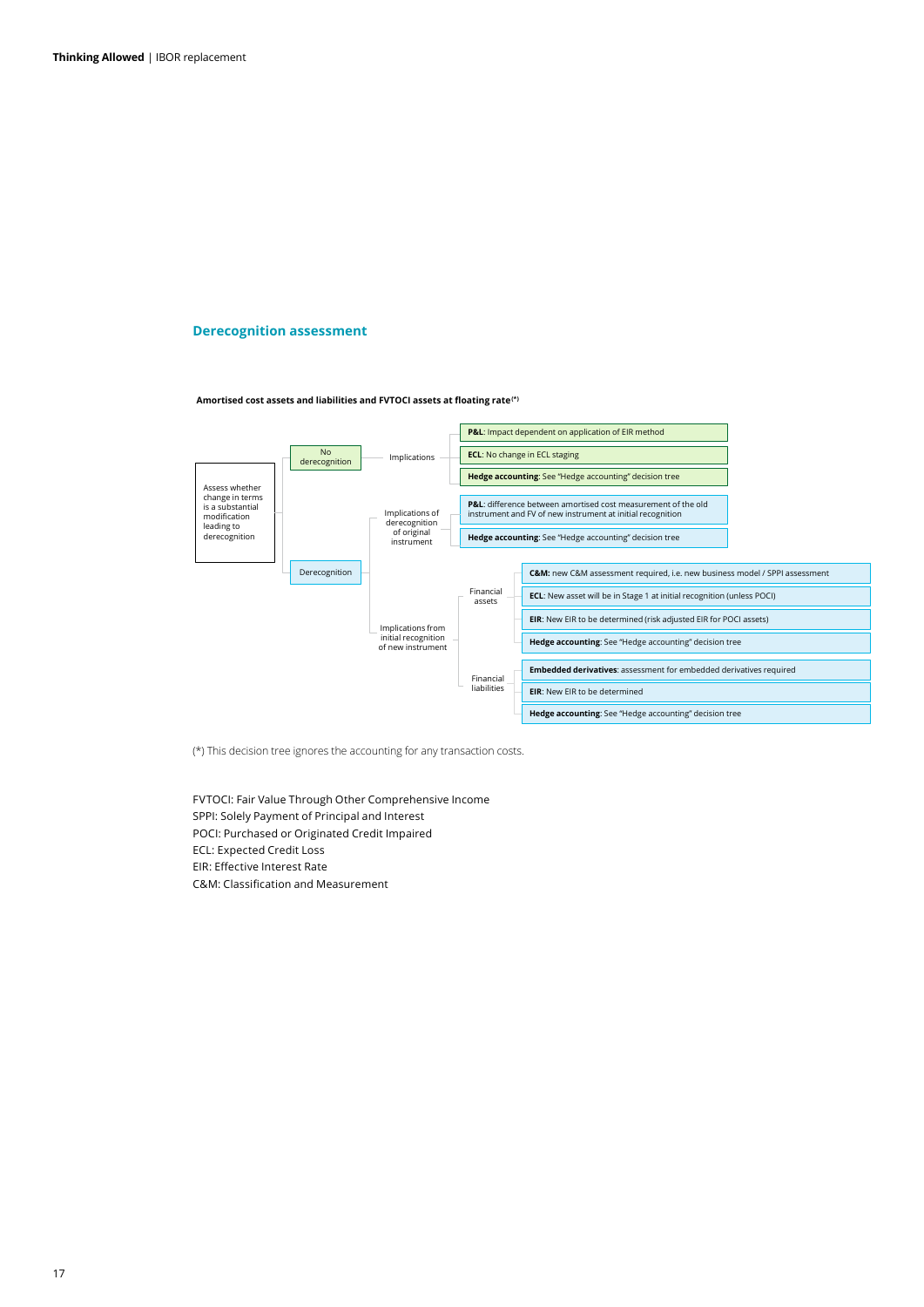## Derecognition assessment

**Amortised cost assets and liabilities and FVTOCI assets at floating rate(*)**

- Assess whether change in terms is a substantial modification leading to derecognition
  - No derecognition
    - Implications
      - **P&L**: Impact dependent on application of EIR method
      - **ECL**: No change in ECL staging
      - **Hedge accounting**: See "Hedge accounting" decision tree
  - Derecognition
    - Implications of derecognition of original instrument
      - **P&L**: difference between amortised cost measurement of the old instrument and FV of new instrument at initial recognition
      - **Hedge accounting**: See "Hedge accounting" decision tree
    - Implications from initial recognition of new instrument
      - Financial assets
        - **C&M:** new C&M assessment required, i.e. new business model / SPPI assessment
        - **ECL**: New asset will be in Stage 1 at initial recognition (unless POCI)
        - **EIR**: New EIR to be determined (risk adjusted EIR for POCI assets)
        - **Hedge accounting**: See "Hedge accounting" decision tree
      - Financial liabilities
        - **Embedded derivatives**: assessment for embedded derivatives required
        - **EIR**: New EIR to be determined
        - **Hedge accounting**: See "Hedge accounting" decision tree

(*) This decision tree ignores the accounting for any transaction costs.

FVTOCI: Fair Value Through Other Comprehensive Income
SPPI: Solely Payment of Principal and Interest
POCI: Purchased or Originated Credit Impaired
ECL: Expected Credit Loss
EIR: Effective Interest Rate
C&M: Classification and Measurement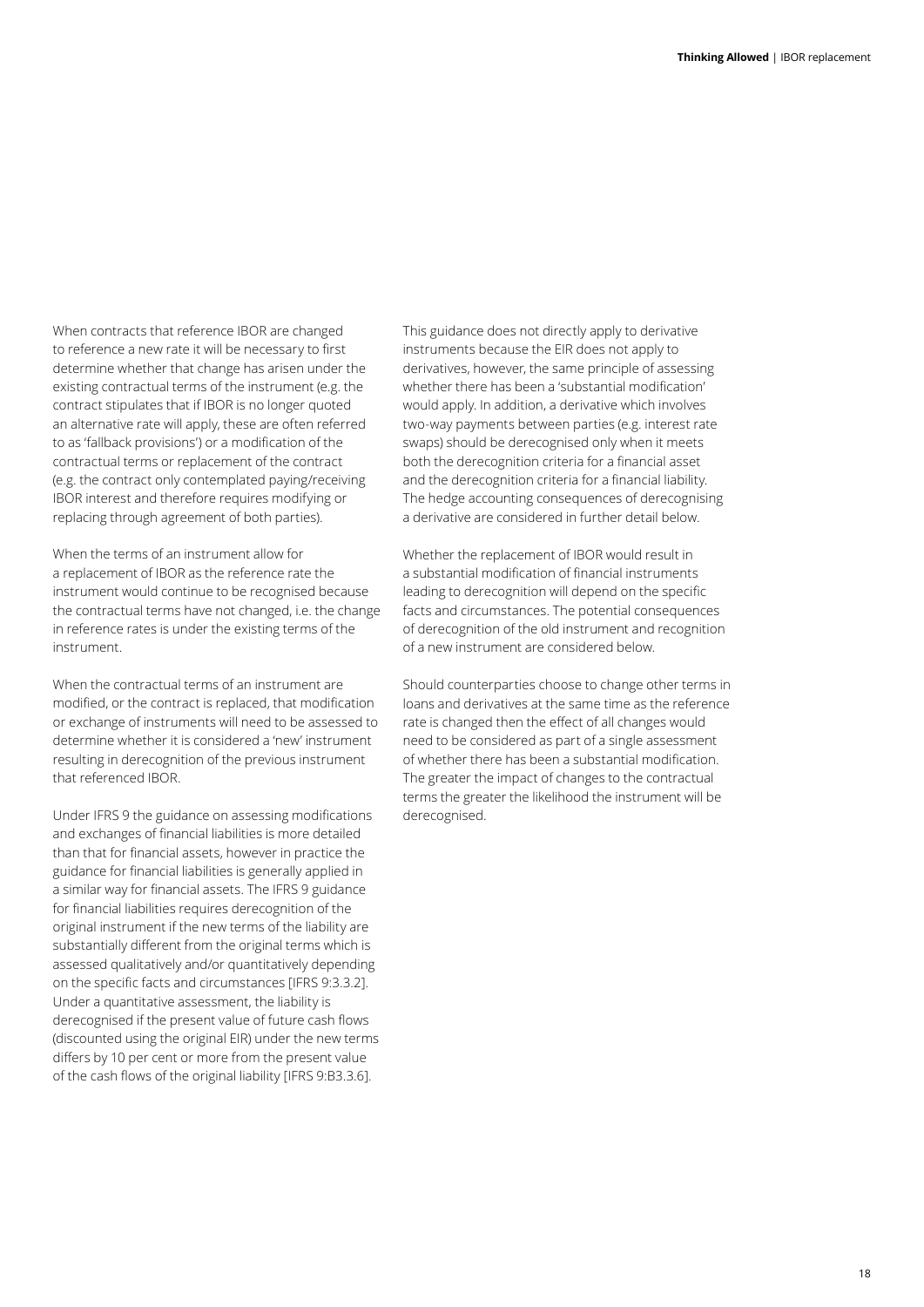When contracts that reference IBOR are changed to reference a new rate it will be necessary to first determine whether that change has arisen under the existing contractual terms of the instrument (e.g. the contract stipulates that if IBOR is no longer quoted an alternative rate will apply, these are often referred to as 'fallback provisions') or a modification of the contractual terms or replacement of the contract (e.g. the contract only contemplated paying/receiving IBOR interest and therefore requires modifying or replacing through agreement of both parties).

When the terms of an instrument allow for a replacement of IBOR as the reference rate the instrument would continue to be recognised because the contractual terms have not changed, i.e. the change in reference rates is under the existing terms of the instrument.

When the contractual terms of an instrument are modified, or the contract is replaced, that modification or exchange of instruments will need to be assessed to determine whether it is considered a 'new' instrument resulting in derecognition of the previous instrument that referenced IBOR.

Under IFRS 9 the guidance on assessing modifications and exchanges of financial liabilities is more detailed than that for financial assets, however in practice the guidance for financial liabilities is generally applied in a similar way for financial assets. The IFRS 9 guidance for financial liabilities requires derecognition of the original instrument if the new terms of the liability are substantially different from the original terms which is assessed qualitatively and/or quantitatively depending on the specific facts and circumstances [IFRS 9:3.3.2]. Under a quantitative assessment, the liability is derecognised if the present value of future cash flows (discounted using the original EIR) under the new terms differs by 10 per cent or more from the present value of the cash flows of the original liability [IFRS 9:B3.3.6].

This guidance does not directly apply to derivative instruments because the EIR does not apply to derivatives, however, the same principle of assessing whether there has been a 'substantial modification' would apply. In addition, a derivative which involves two-way payments between parties (e.g. interest rate swaps) should be derecognised only when it meets both the derecognition criteria for a financial asset and the derecognition criteria for a financial liability. The hedge accounting consequences of derecognising a derivative are considered in further detail below.

Whether the replacement of IBOR would result in a substantial modification of financial instruments leading to derecognition will depend on the specific facts and circumstances. The potential consequences of derecognition of the old instrument and recognition of a new instrument are considered below.

Should counterparties choose to change other terms in loans and derivatives at the same time as the reference rate is changed then the effect of all changes would need to be considered as part of a single assessment of whether there has been a substantial modification. The greater the impact of changes to the contractual terms the greater the likelihood the instrument will be derecognised.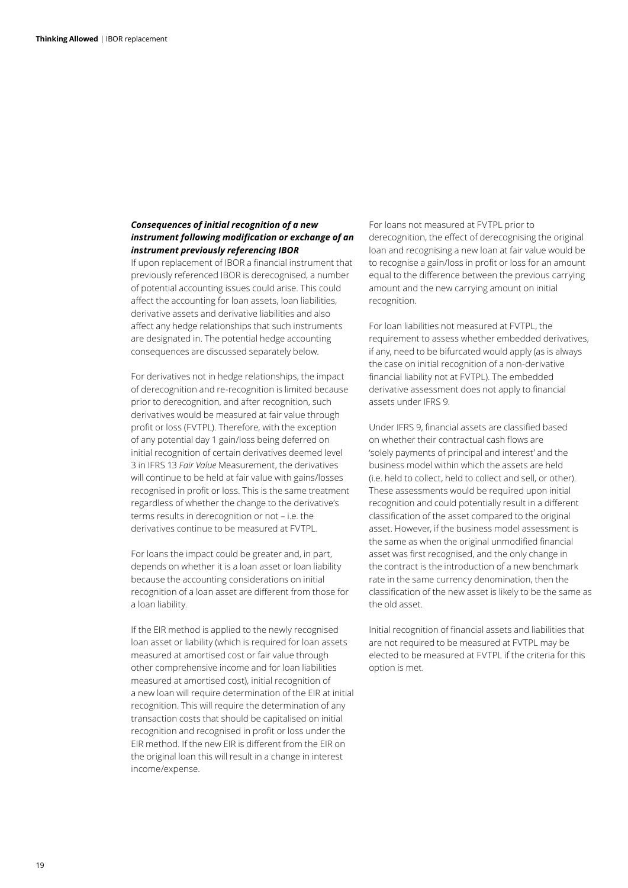***Consequences of initial recognition of a new instrument following modification or exchange of an instrument previously referencing IBOR***

If upon replacement of IBOR a financial instrument that previously referenced IBOR is derecognised, a number of potential accounting issues could arise. This could affect the accounting for loan assets, loan liabilities, derivative assets and derivative liabilities and also affect any hedge relationships that such instruments are designated in. The potential hedge accounting consequences are discussed separately below.

For derivatives not in hedge relationships, the impact of derecognition and re-recognition is limited because prior to derecognition, and after recognition, such derivatives would be measured at fair value through profit or loss (FVTPL). Therefore, with the exception of any potential day 1 gain/loss being deferred on initial recognition of certain derivatives deemed level 3 in IFRS 13 *Fair Value* Measurement, the derivatives will continue to be held at fair value with gains/losses recognised in profit or loss. This is the same treatment regardless of whether the change to the derivative's terms results in derecognition or not – i.e. the derivatives continue to be measured at FVTPL.

For loans the impact could be greater and, in part, depends on whether it is a loan asset or loan liability because the accounting considerations on initial recognition of a loan asset are different from those for a loan liability.

If the EIR method is applied to the newly recognised loan asset or liability (which is required for loan assets measured at amortised cost or fair value through other comprehensive income and for loan liabilities measured at amortised cost), initial recognition of a new loan will require determination of the EIR at initial recognition. This will require the determination of any transaction costs that should be capitalised on initial recognition and recognised in profit or loss under the EIR method. If the new EIR is different from the EIR on the original loan this will result in a change in interest income/expense.

For loans not measured at FVTPL prior to derecognition, the effect of derecognising the original loan and recognising a new loan at fair value would be to recognise a gain/loss in profit or loss for an amount equal to the difference between the previous carrying amount and the new carrying amount on initial recognition.

For loan liabilities not measured at FVTPL, the requirement to assess whether embedded derivatives, if any, need to be bifurcated would apply (as is always the case on initial recognition of a non-derivative financial liability not at FVTPL). The embedded derivative assessment does not apply to financial assets under IFRS 9.

Under IFRS 9, financial assets are classified based on whether their contractual cash flows are 'solely payments of principal and interest' and the business model within which the assets are held (i.e. held to collect, held to collect and sell, or other). These assessments would be required upon initial recognition and could potentially result in a different classification of the asset compared to the original asset. However, if the business model assessment is the same as when the original unmodified financial asset was first recognised, and the only change in the contract is the introduction of a new benchmark rate in the same currency denomination, then the classification of the new asset is likely to be the same as the old asset.

Initial recognition of financial assets and liabilities that are not required to be measured at FVTPL may be elected to be measured at FVTPL if the criteria for this option is met.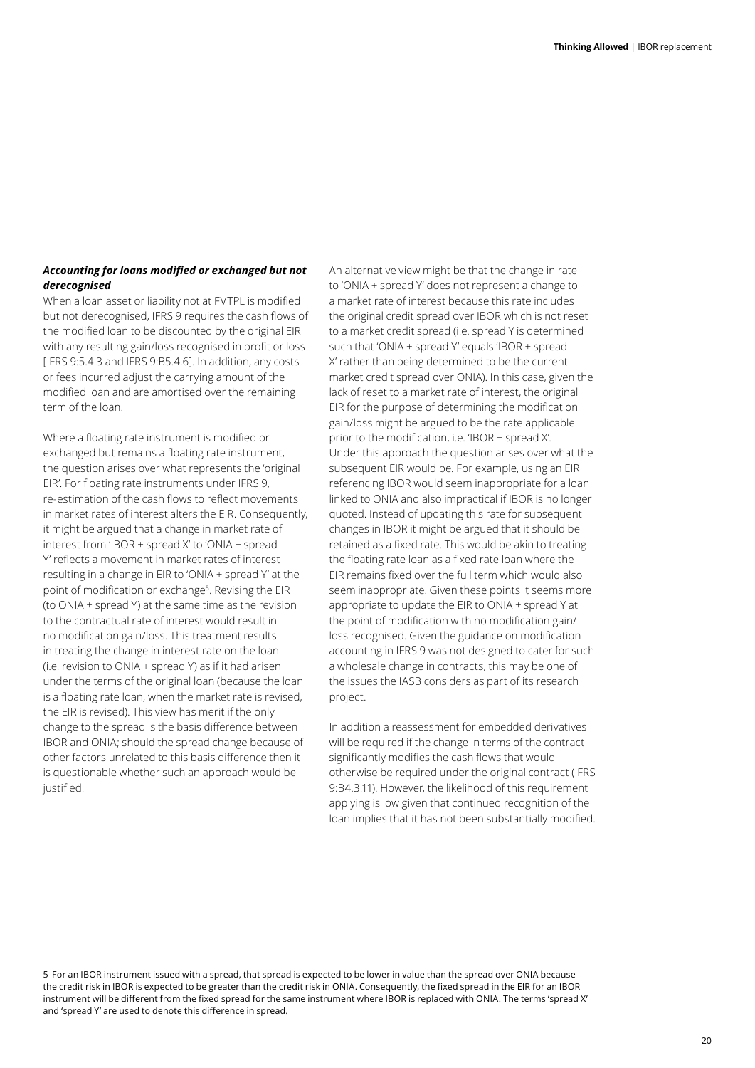***Accounting for loans modified or exchanged but not derecognised***

When a loan asset or liability not at FVTPL is modified but not derecognised, IFRS 9 requires the cash flows of the modified loan to be discounted by the original EIR with any resulting gain/loss recognised in profit or loss [IFRS 9:5.4.3 and IFRS 9:B5.4.6]. In addition, any costs or fees incurred adjust the carrying amount of the modified loan and are amortised over the remaining term of the loan.

Where a floating rate instrument is modified or exchanged but remains a floating rate instrument, the question arises over what represents the 'original EIR'. For floating rate instruments under IFRS 9, re-estimation of the cash flows to reflect movements in market rates of interest alters the EIR. Consequently, it might be argued that a change in market rate of interest from 'IBOR + spread X' to 'ONIA + spread Y' reflects a movement in market rates of interest resulting in a change in EIR to 'ONIA + spread Y' at the point of modification or exchange[5]. Revising the EIR (to ONIA + spread Y) at the same time as the revision to the contractual rate of interest would result in no modification gain/loss. This treatment results in treating the change in interest rate on the loan (i.e. revision to ONIA + spread Y) as if it had arisen under the terms of the original loan (because the loan is a floating rate loan, when the market rate is revised, the EIR is revised). This view has merit if the only change to the spread is the basis difference between IBOR and ONIA; should the spread change because of other factors unrelated to this basis difference then it is questionable whether such an approach would be justified.

An alternative view might be that the change in rate to 'ONIA + spread Y' does not represent a change to a market rate of interest because this rate includes the original credit spread over IBOR which is not reset to a market credit spread (i.e. spread Y is determined such that 'ONIA + spread Y' equals 'IBOR + spread X' rather than being determined to be the current market credit spread over ONIA). In this case, given the lack of reset to a market rate of interest, the original EIR for the purpose of determining the modification gain/loss might be argued to be the rate applicable prior to the modification, i.e. 'IBOR + spread X'. Under this approach the question arises over what the subsequent EIR would be. For example, using an EIR referencing IBOR would seem inappropriate for a loan linked to ONIA and also impractical if IBOR is no longer quoted. Instead of updating this rate for subsequent changes in IBOR it might be argued that it should be retained as a fixed rate. This would be akin to treating the floating rate loan as a fixed rate loan where the EIR remains fixed over the full term which would also seem inappropriate. Given these points it seems more appropriate to update the EIR to ONIA + spread Y at the point of modification with no modification gain/loss recognised. Given the guidance on modification accounting in IFRS 9 was not designed to cater for such a wholesale change in contracts, this may be one of the issues the IASB considers as part of its research project.

In addition a reassessment for embedded derivatives will be required if the change in terms of the contract significantly modifies the cash flows that would otherwise be required under the original contract (IFRS 9:B4.3.11). However, the likelihood of this requirement applying is low given that continued recognition of the loan implies that it has not been substantially modified.

5 For an IBOR instrument issued with a spread, that spread is expected to be lower in value than the spread over ONIA because the credit risk in IBOR is expected to be greater than the credit risk in ONIA. Consequently, the fixed spread in the EIR for an IBOR instrument will be different from the fixed spread for the same instrument where IBOR is replaced with ONIA. The terms 'spread X' and 'spread Y' are used to denote this difference in spread.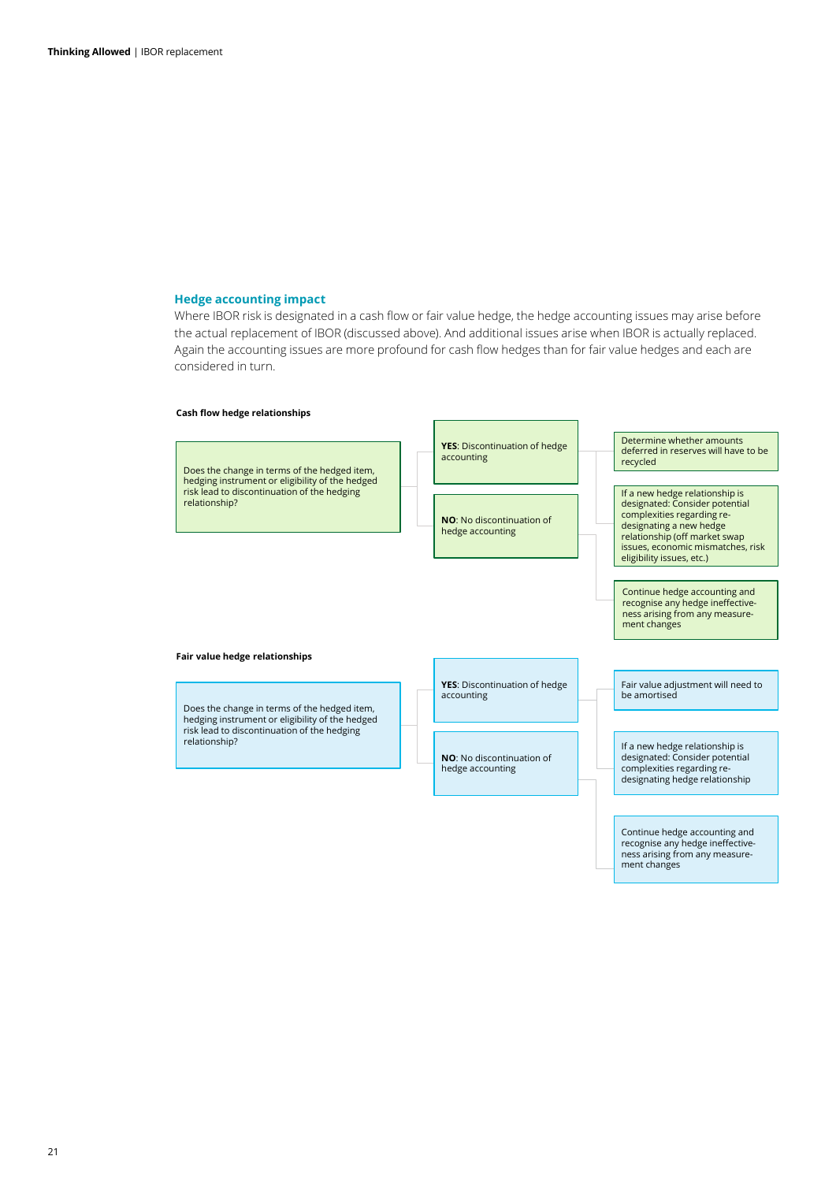### Hedge accounting impact

Where IBOR risk is designated in a cash flow or fair value hedge, the hedge accounting issues may arise before the actual replacement of IBOR (discussed above). And additional issues arise when IBOR is actually replaced. Again the accounting issues are more profound for cash flow hedges than for fair value hedges and each are considered in turn.

**Cash flow hedge relationships**

Does the change in terms of the hedged item, hedging instrument or eligibility of the hedged risk lead to discontinuation of the hedging relationship?

- **YES**: Discontinuation of hedge accounting
  - Determine whether amounts deferred in reserves will have to be recycled
  - If a new hedge relationship is designated: Consider potential complexities regarding re-designating a new hedge relationship (off market swap issues, economic mismatches, risk eligibility issues, etc.)
- **NO**: No discontinuation of hedge accounting
  - Continue hedge accounting and recognise any hedge ineffectiveness arising from any measurement changes

**Fair value hedge relationships**

Does the change in terms of the hedged item, hedging instrument or eligibility of the hedged risk lead to discontinuation of the hedging relationship?

- **YES**: Discontinuation of hedge accounting
  - Fair value adjustment will need to be amortised
  - If a new hedge relationship is designated: Consider potential complexities regarding re-designating hedge relationship
- **NO**: No discontinuation of hedge accounting
  - Continue hedge accounting and recognise any hedge ineffectiveness arising from any measurement changes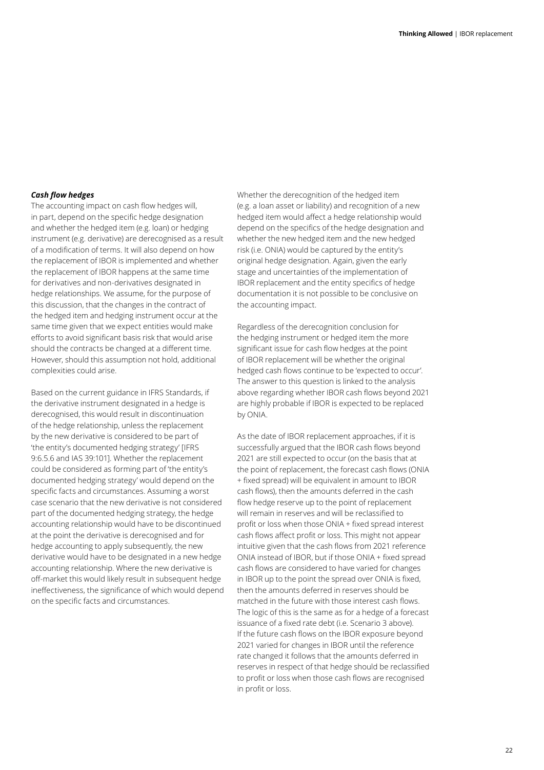### *Cash flow hedges*

The accounting impact on cash flow hedges will, in part, depend on the specific hedge designation and whether the hedged item (e.g. loan) or hedging instrument (e.g. derivative) are derecognised as a result of a modification of terms. It will also depend on how the replacement of IBOR is implemented and whether the replacement of IBOR happens at the same time for derivatives and non-derivatives designated in hedge relationships. We assume, for the purpose of this discussion, that the changes in the contract of the hedged item and hedging instrument occur at the same time given that we expect entities would make efforts to avoid significant basis risk that would arise should the contracts be changed at a different time. However, should this assumption not hold, additional complexities could arise.

Based on the current guidance in IFRS Standards, if the derivative instrument designated in a hedge is derecognised, this would result in discontinuation of the hedge relationship, unless the replacement by the new derivative is considered to be part of 'the entity's documented hedging strategy' [IFRS 9:6.5.6 and IAS 39:101]. Whether the replacement could be considered as forming part of 'the entity's documented hedging strategy' would depend on the specific facts and circumstances. Assuming a worst case scenario that the new derivative is not considered part of the documented hedging strategy, the hedge accounting relationship would have to be discontinued at the point the derivative is derecognised and for hedge accounting to apply subsequently, the new derivative would have to be designated in a new hedge accounting relationship. Where the new derivative is off-market this would likely result in subsequent hedge ineffectiveness, the significance of which would depend on the specific facts and circumstances.

Whether the derecognition of the hedged item (e.g. a loan asset or liability) and recognition of a new hedged item would affect a hedge relationship would depend on the specifics of the hedge designation and whether the new hedged item and the new hedged risk (i.e. ONIA) would be captured by the entity's original hedge designation. Again, given the early stage and uncertainties of the implementation of IBOR replacement and the entity specifics of hedge documentation it is not possible to be conclusive on the accounting impact.

Regardless of the derecognition conclusion for the hedging instrument or hedged item the more significant issue for cash flow hedges at the point of IBOR replacement will be whether the original hedged cash flows continue to be 'expected to occur'. The answer to this question is linked to the analysis above regarding whether IBOR cash flows beyond 2021 are highly probable if IBOR is expected to be replaced by ONIA.

As the date of IBOR replacement approaches, if it is successfully argued that the IBOR cash flows beyond 2021 are still expected to occur (on the basis that at the point of replacement, the forecast cash flows (ONIA + fixed spread) will be equivalent in amount to IBOR cash flows), then the amounts deferred in the cash flow hedge reserve up to the point of replacement will remain in reserves and will be reclassified to profit or loss when those ONIA + fixed spread interest cash flows affect profit or loss. This might not appear intuitive given that the cash flows from 2021 reference ONIA instead of IBOR, but if those ONIA + fixed spread cash flows are considered to have varied for changes in IBOR up to the point the spread over ONIA is fixed, then the amounts deferred in reserves should be matched in the future with those interest cash flows. The logic of this is the same as for a hedge of a forecast issuance of a fixed rate debt (i.e. Scenario 3 above). If the future cash flows on the IBOR exposure beyond 2021 varied for changes in IBOR until the reference rate changed it follows that the amounts deferred in reserves in respect of that hedge should be reclassified to profit or loss when those cash flows are recognised in profit or loss.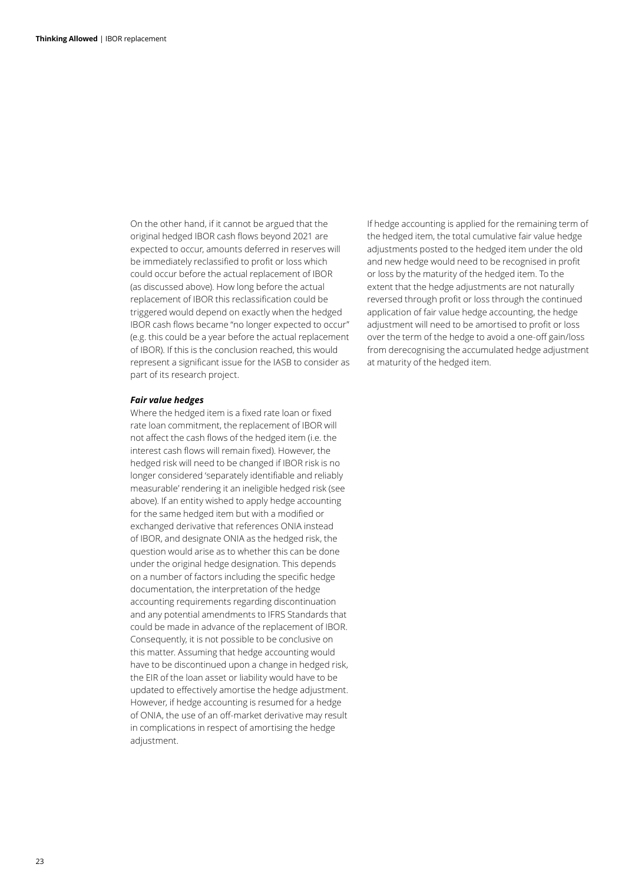On the other hand, if it cannot be argued that the original hedged IBOR cash flows beyond 2021 are expected to occur, amounts deferred in reserves will be immediately reclassified to profit or loss which could occur before the actual replacement of IBOR (as discussed above). How long before the actual replacement of IBOR this reclassification could be triggered would depend on exactly when the hedged IBOR cash flows became "no longer expected to occur" (e.g. this could be a year before the actual replacement of IBOR). If this is the conclusion reached, this would represent a significant issue for the IASB to consider as part of its research project.

***Fair value hedges***

Where the hedged item is a fixed rate loan or fixed rate loan commitment, the replacement of IBOR will not affect the cash flows of the hedged item (i.e. the interest cash flows will remain fixed). However, the hedged risk will need to be changed if IBOR risk is no longer considered 'separately identifiable and reliably measurable' rendering it an ineligible hedged risk (see above). If an entity wished to apply hedge accounting for the same hedged item but with a modified or exchanged derivative that references ONIA instead of IBOR, and designate ONIA as the hedged risk, the question would arise as to whether this can be done under the original hedge designation. This depends on a number of factors including the specific hedge documentation, the interpretation of the hedge accounting requirements regarding discontinuation and any potential amendments to IFRS Standards that could be made in advance of the replacement of IBOR. Consequently, it is not possible to be conclusive on this matter. Assuming that hedge accounting would have to be discontinued upon a change in hedged risk, the EIR of the loan asset or liability would have to be updated to effectively amortise the hedge adjustment. However, if hedge accounting is resumed for a hedge of ONIA, the use of an off-market derivative may result in complications in respect of amortising the hedge adjustment.

If hedge accounting is applied for the remaining term of the hedged item, the total cumulative fair value hedge adjustments posted to the hedged item under the old and new hedge would need to be recognised in profit or loss by the maturity of the hedged item. To the extent that the hedge adjustments are not naturally reversed through profit or loss through the continued application of fair value hedge accounting, the hedge adjustment will need to be amortised to profit or loss over the term of the hedge to avoid a one-off gain/loss from derecognising the accumulated hedge adjustment at maturity of the hedged item.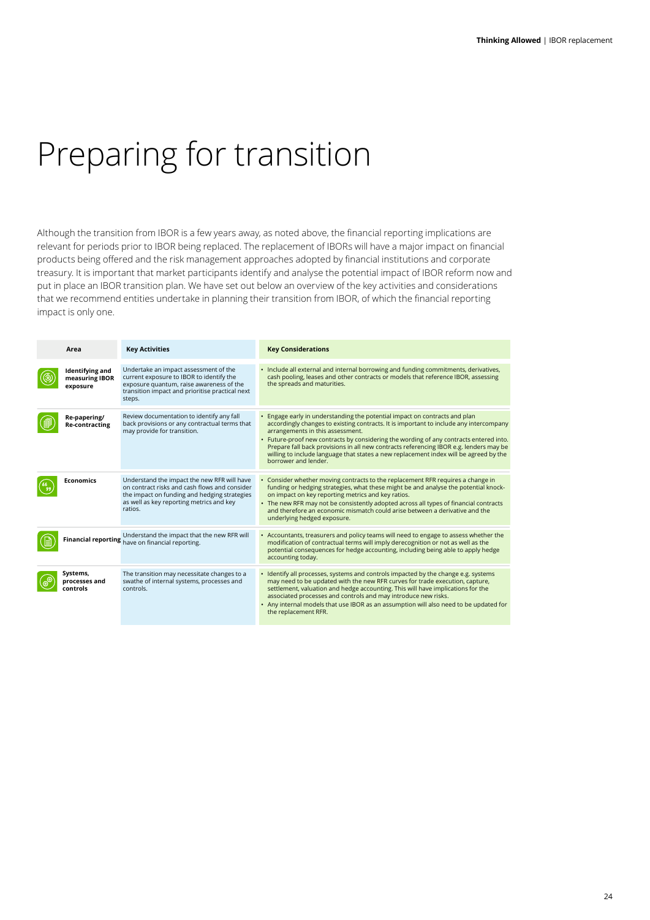# Preparing for transition

Although the transition from IBOR is a few years away, as noted above, the financial reporting implications are relevant for periods prior to IBOR being replaced. The replacement of IBORs will have a major impact on financial products being offered and the risk management approaches adopted by financial institutions and corporate treasury. It is important that market participants identify and analyse the potential impact of IBOR reform now and put in place an IBOR transition plan. We have set out below an overview of the key activities and considerations that we recommend entities undertake in planning their transition from IBOR, of which the financial reporting impact is only one.

| Area | Key Activities | Key Considerations |
|---|---|---|
| **Identifying and measuring IBOR exposure** | Undertake an impact assessment of the current exposure to IBOR to identify the exposure quantum, raise awareness of the transition impact and prioritise practical next steps. | • Include all external and internal borrowing and funding commitments, derivatives, cash pooling, leases and other contracts or models that reference IBOR, assessing the spreads and maturities. |
| **Re-papering/ Re-contracting** | Review documentation to identify any fall back provisions or any contractual terms that may provide for transition. | • Engage early in understanding the potential impact on contracts and plan accordingly changes to existing contracts. It is important to include any intercompany arrangements in this assessment.<br>• Future-proof new contracts by considering the wording of any contracts entered into. Prepare fall back provisions in all new contracts referencing IBOR e.g. lenders may be willing to include language that states a new replacement index will be agreed by the borrower and lender. |
| **Economics** | Understand the impact the new RFR will have on contract risks and cash flows and consider the impact on funding and hedging strategies as well as key reporting metrics and key ratios. | • Consider whether moving contracts to the replacement RFR requires a change in funding or hedging strategies, what these might be and analyse the potential knock-on impact on key reporting metrics and key ratios.<br>• The new RFR may not be consistently adopted across all types of financial contracts and therefore an economic mismatch could arise between a derivative and the underlying hedged exposure. |
| **Financial reporting** | Understand the impact that the new RFR will have on financial reporting. | • Accountants, treasurers and policy teams will need to engage to assess whether the modification of contractual terms will imply derecognition or not as well as the potential consequences for hedge accounting, including being able to apply hedge accounting today. |
| **Systems, processes and controls** | The transition may necessitate changes to a swathe of internal systems, processes and controls. | • Identify all processes, systems and controls impacted by the change e.g. systems may need to be updated with the new RFR curves for trade execution, capture, settlement, valuation and hedge accounting. This will have implications for the associated processes and controls and may introduce new risks.<br>• Any internal models that use IBOR as an assumption will also need to be updated for the replacement RFR. |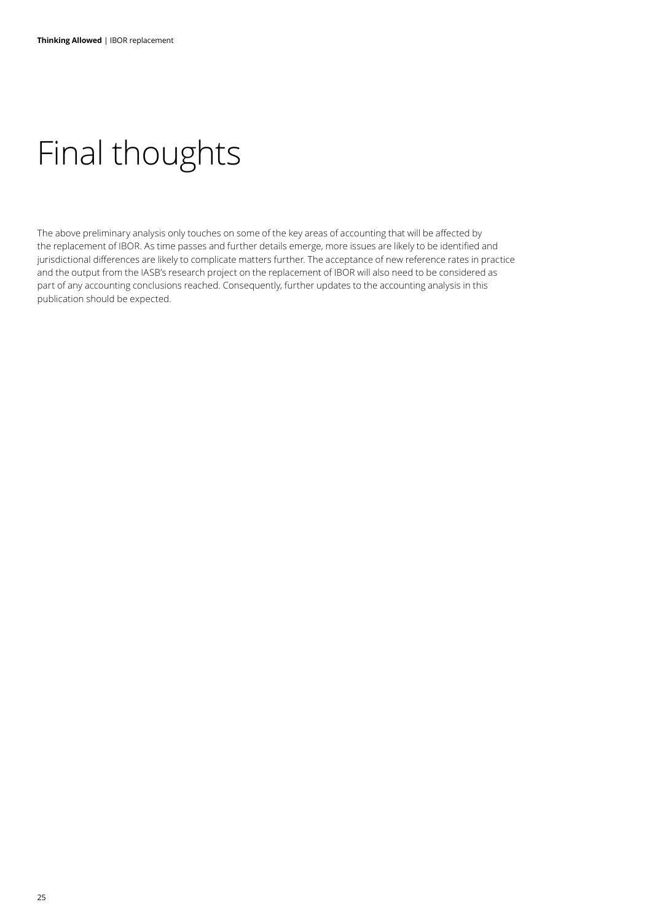# Final thoughts

The above preliminary analysis only touches on some of the key areas of accounting that will be affected by the replacement of IBOR. As time passes and further details emerge, more issues are likely to be identified and jurisdictional differences are likely to complicate matters further. The acceptance of new reference rates in practice and the output from the IASB's research project on the replacement of IBOR will also need to be considered as part of any accounting conclusions reached. Consequently, further updates to the accounting analysis in this publication should be expected.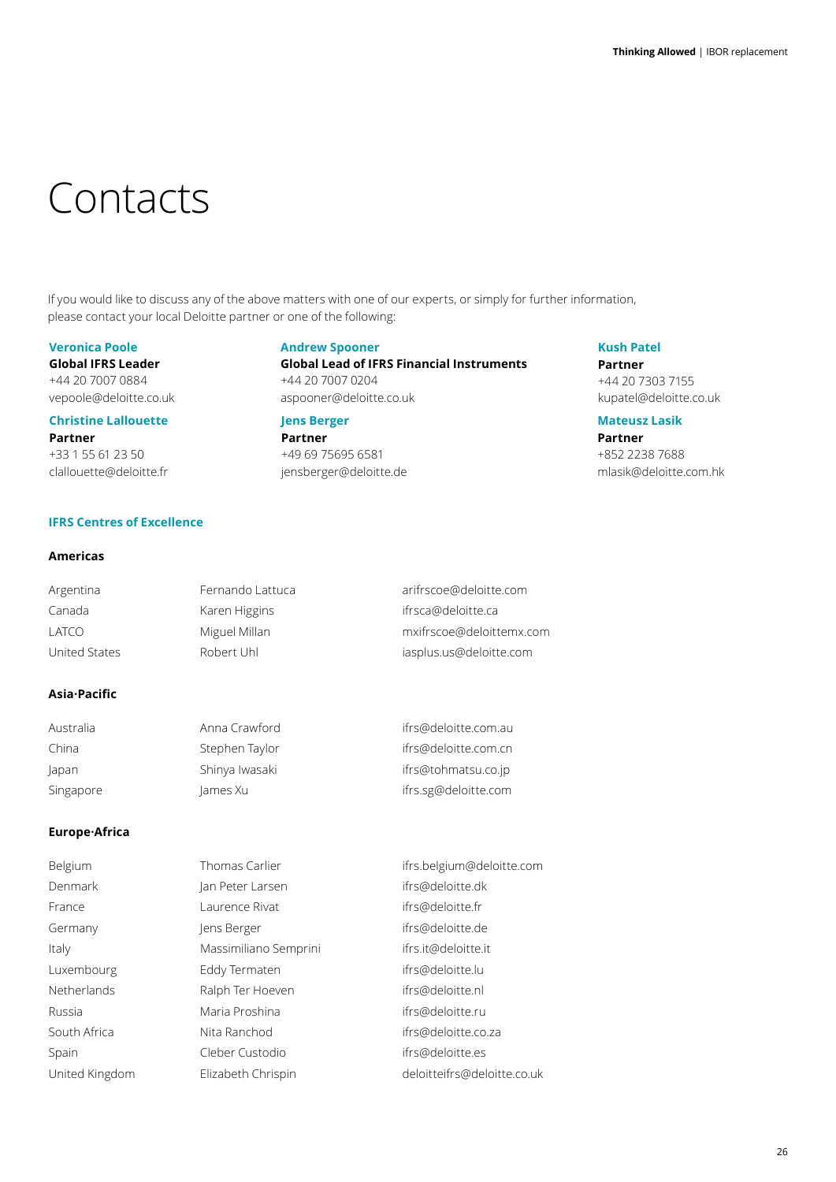# Contacts

If you would like to discuss any of the above matters with one of our experts, or simply for further information, please contact your local Deloitte partner or one of the following:

**Veronica Poole**
**Global IFRS Leader**
+44 20 7007 0884
vepoole@deloitte.co.uk

**Christine Lallouette**
**Partner**
+33 1 55 61 23 50
clallouette@deloitte.fr

**Andrew Spooner**
**Global Lead of IFRS Financial Instruments**
+44 20 7007 0204
aspooner@deloitte.co.uk

**Jens Berger**
**Partner**
+49 69 75695 6581
jensberger@deloitte.de

**Kush Patel**
**Partner**
+44 20 7303 7155
kupatel@deloitte.co.uk

**Mateusz Lasik**
**Partner**
+852 2238 7688
mlasik@deloitte.com.hk

## IFRS Centres of Excellence

### Americas

| | | |
|---|---|---|
| Argentina | Fernando Lattuca | arifrscoe@deloitte.com |
| Canada | Karen Higgins | ifrsca@deloitte.ca |
| LATCO | Miguel Millan | mxifrscoe@deloittemx.com |
| United States | Robert Uhl | iasplus.us@deloitte.com |

### Asia·Pacific

| | | |
|---|---|---|
| Australia | Anna Crawford | ifrs@deloitte.com.au |
| China | Stephen Taylor | ifrs@deloitte.com.cn |
| Japan | Shinya Iwasaki | ifrs@tohmatsu.co.jp |
| Singapore | James Xu | ifrs.sg@deloitte.com |

### Europe·Africa

| | | |
|---|---|---|
| Belgium | Thomas Carlier | ifrs.belgium@deloitte.com |
| Denmark | Jan Peter Larsen | ifrs@deloitte.dk |
| France | Laurence Rivat | ifrs@deloitte.fr |
| Germany | Jens Berger | ifrs@deloitte.de |
| Italy | Massimiliano Semprini | ifrs.it@deloitte.it |
| Luxembourg | Eddy Termaten | ifrs@deloitte.lu |
| Netherlands | Ralph Ter Hoeven | ifrs@deloitte.nl |
| Russia | Maria Proshina | ifrs@deloitte.ru |
| South Africa | Nita Ranchod | ifrs@deloitte.co.za |
| Spain | Cleber Custodio | ifrs@deloitte.es |
| United Kingdom | Elizabeth Chrispin | deloitteifrs@deloitte.co.uk |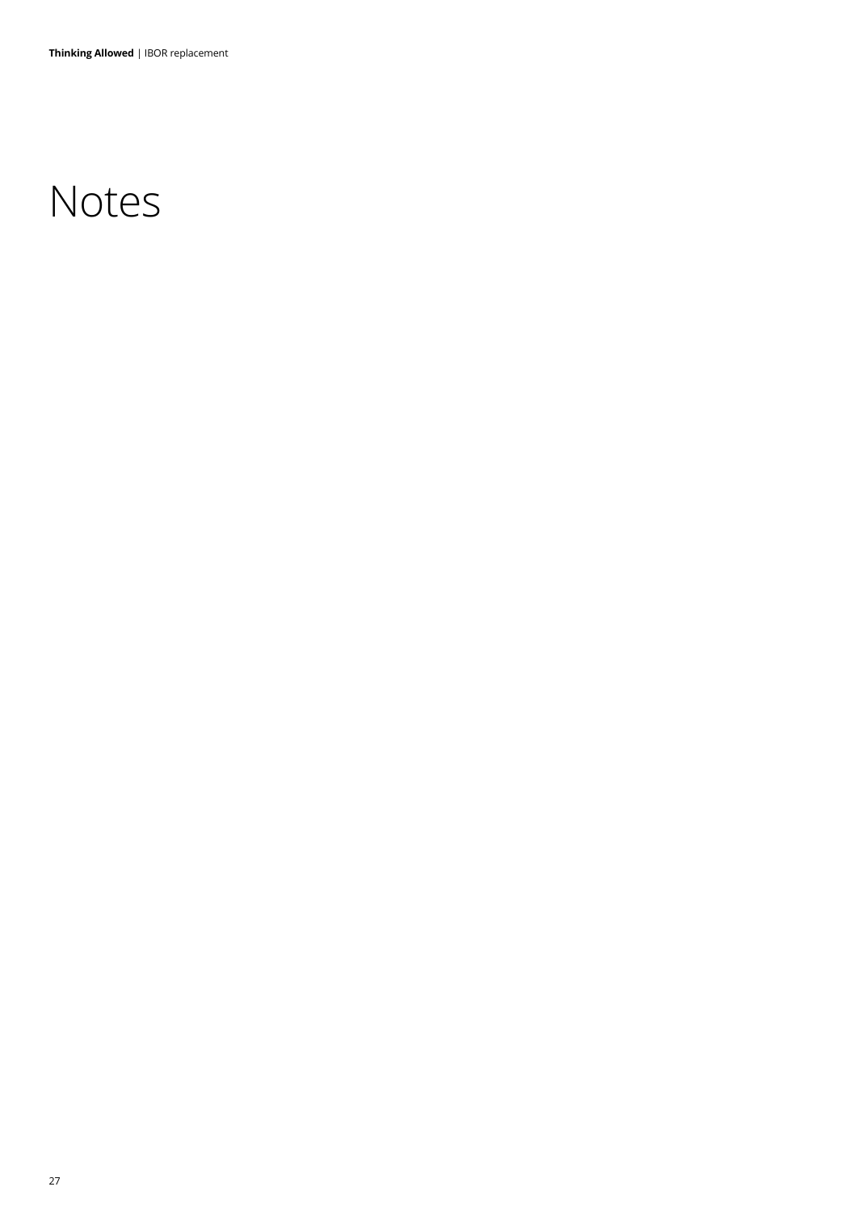# Notes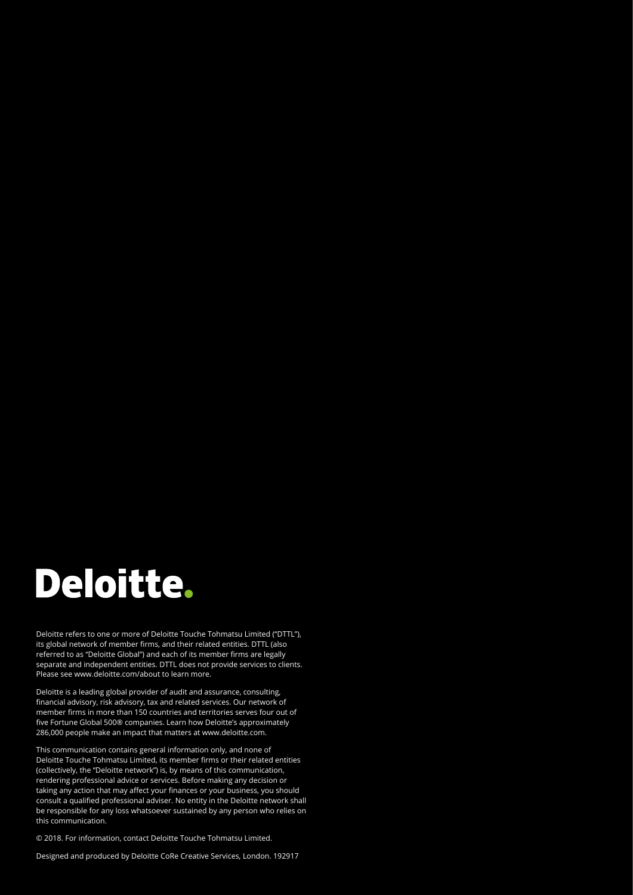Deloitte.

Deloitte refers to one or more of Deloitte Touche Tohmatsu Limited ("DTTL"), its global network of member firms, and their related entities. DTTL (also referred to as "Deloitte Global") and each of its member firms are legally separate and independent entities. DTTL does not provide services to clients. Please see www.deloitte.com/about to learn more.

Deloitte is a leading global provider of audit and assurance, consulting, financial advisory, risk advisory, tax and related services. Our network of member firms in more than 150 countries and territories serves four out of five Fortune Global 500® companies. Learn how Deloitte's approximately 286,000 people make an impact that matters at www.deloitte.com.

This communication contains general information only, and none of Deloitte Touche Tohmatsu Limited, its member firms or their related entities (collectively, the "Deloitte network") is, by means of this communication, rendering professional advice or services. Before making any decision or taking any action that may affect your finances or your business, you should consult a qualified professional adviser. No entity in the Deloitte network shall be responsible for any loss whatsoever sustained by any person who relies on this communication.

© 2018. For information, contact Deloitte Touche Tohmatsu Limited.

Designed and produced by Deloitte CoRe Creative Services, London. 192917